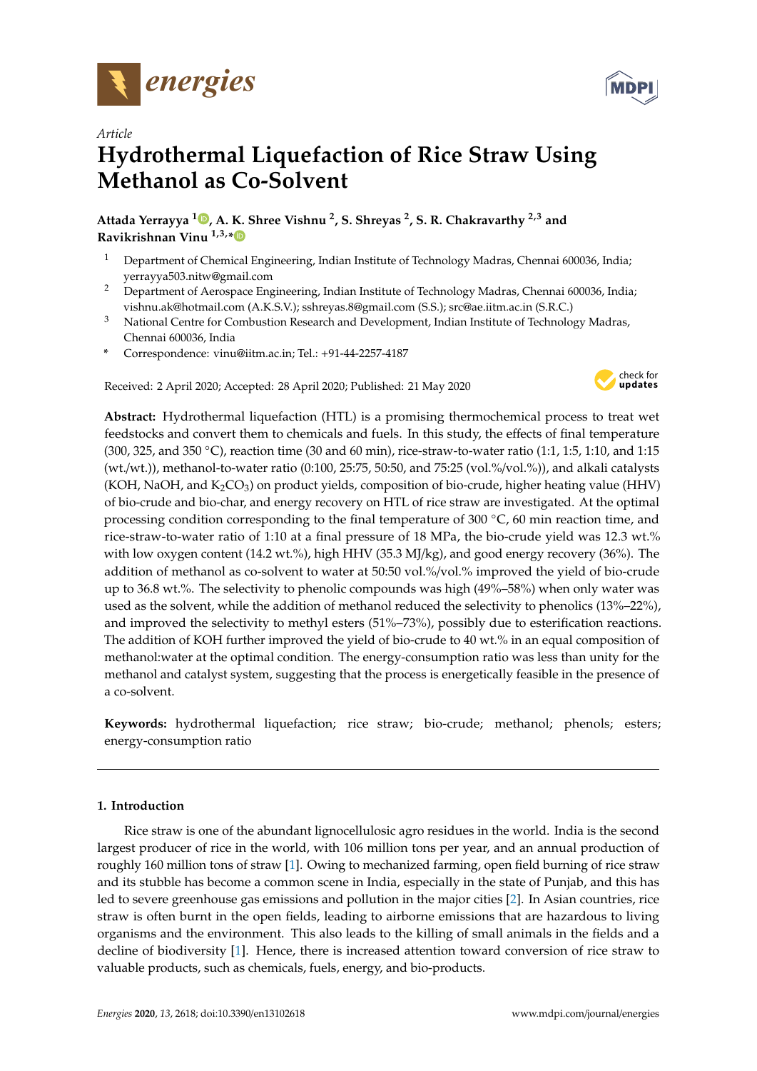*Article*

# Hydrothermal Liquefaction of Rice Straw Using Methanol as Co-Solvent

**Attada Yerrayya [1], A. K. Shree Vishnu [2], S. Shreyas [2], S. R. Chakravarthy [2,3] and Ravikrishnan Vinu [1,3,*]**

[1] Department of Chemical Engineering, Indian Institute of Technology Madras, Chennai 600036, India; yerrayya503.nitw@gmail.com

[2] Department of Aerospace Engineering, Indian Institute of Technology Madras, Chennai 600036, India; vishnu.ak@hotmail.com (A.K.S.V.); sshreyas.8@gmail.com (S.S.); src@ae.iitm.ac.in (S.R.C.)

[3] National Centre for Combustion Research and Development, Indian Institute of Technology Madras, Chennai 600036, India

* Correspondence: vinu@iitm.ac.in; Tel.: +91-44-2257-4187

Received: 2 April 2020; Accepted: 28 April 2020; Published: 21 May 2020

**Abstract:** Hydrothermal liquefaction (HTL) is a promising thermochemical process to treat wet feedstocks and convert them to chemicals and fuels. In this study, the effects of final temperature (300, 325, and 350 °C), reaction time (30 and 60 min), rice-straw-to-water ratio (1:1, 1:5, 1:10, and 1:15 (wt./wt.)), methanol-to-water ratio (0:100, 25:75, 50:50, and 75:25 (vol.%/vol.%)), and alkali catalysts (KOH, NaOH, and $K_2CO_3$) on product yields, composition of bio-crude, higher heating value (HHV) of bio-crude and bio-char, and energy recovery on HTL of rice straw are investigated. At the optimal processing condition corresponding to the final temperature of 300 °C, 60 min reaction time, and rice-straw-to-water ratio of 1:10 at a final pressure of 18 MPa, the bio-crude yield was 12.3 wt.% with low oxygen content (14.2 wt.%), high HHV (35.3 MJ/kg), and good energy recovery (36%). The addition of methanol as co-solvent to water at 50:50 vol.%/vol.% improved the yield of bio-crude up to 36.8 wt.%. The selectivity to phenolic compounds was high (49%–58%) when only water was used as the solvent, while the addition of methanol reduced the selectivity to phenolics (13%–22%), and improved the selectivity to methyl esters (51%–73%), possibly due to esterification reactions. The addition of KOH further improved the yield of bio-crude to 40 wt.% in an equal composition of methanol:water at the optimal condition. The energy-consumption ratio was less than unity for the methanol and catalyst system, suggesting that the process is energetically feasible in the presence of a co-solvent.

**Keywords:** hydrothermal liquefaction; rice straw; bio-crude; methanol; phenols; esters; energy-consumption ratio

## 1. Introduction

Rice straw is one of the abundant lignocellulosic agro residues in the world. India is the second largest producer of rice in the world, with 106 million tons per year, and an annual production of roughly 160 million tons of straw [1]. Owing to mechanized farming, open field burning of rice straw and its stubble has become a common scene in India, especially in the state of Punjab, and this has led to severe greenhouse gas emissions and pollution in the major cities [2]. In Asian countries, rice straw is often burnt in the open fields, leading to airborne emissions that are hazardous to living organisms and the environment. This also leads to the killing of small animals in the fields and a decline of biodiversity [1]. Hence, there is increased attention toward conversion of rice straw to valuable products, such as chemicals, fuels, energy, and bio-products.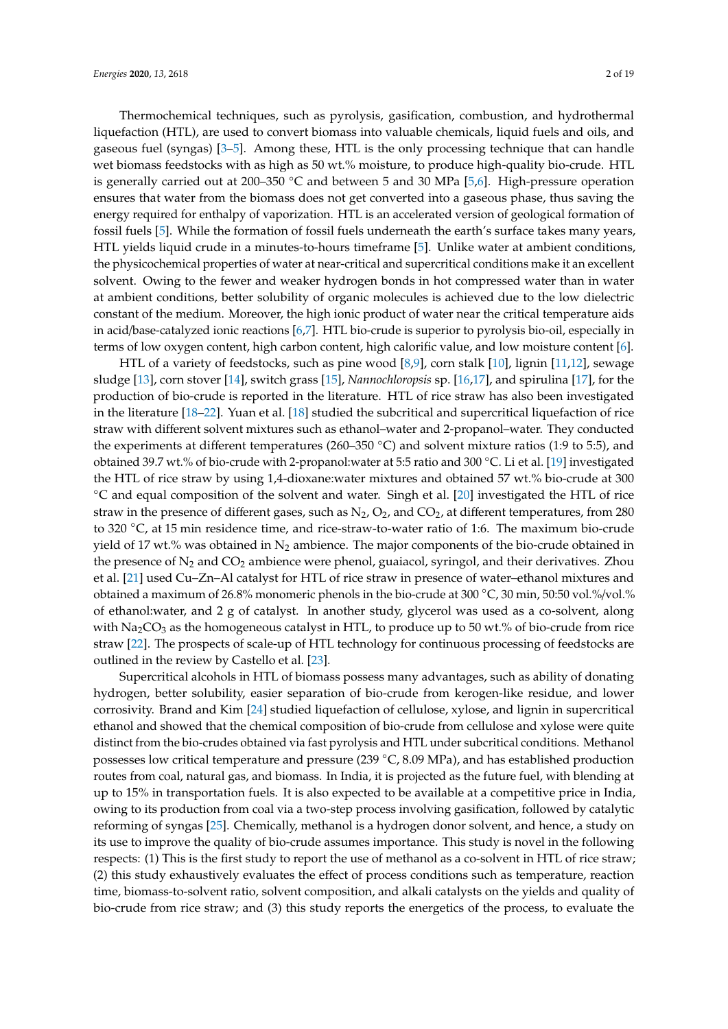Thermochemical techniques, such as pyrolysis, gasification, combustion, and hydrothermal liquefaction (HTL), are used to convert biomass into valuable chemicals, liquid fuels and oils, and gaseous fuel (syngas) [3–5]. Among these, HTL is the only processing technique that can handle wet biomass feedstocks with as high as 50 wt.% moisture, to produce high-quality bio-crude. HTL is generally carried out at 200–350 °C and between 5 and 30 MPa [5,6]. High-pressure operation ensures that water from the biomass does not get converted into a gaseous phase, thus saving the energy required for enthalpy of vaporization. HTL is an accelerated version of geological formation of fossil fuels [5]. While the formation of fossil fuels underneath the earth's surface takes many years, HTL yields liquid crude in a minutes-to-hours timeframe [5]. Unlike water at ambient conditions, the physicochemical properties of water at near-critical and supercritical conditions make it an excellent solvent. Owing to the fewer and weaker hydrogen bonds in hot compressed water than in water at ambient conditions, better solubility of organic molecules is achieved due to the low dielectric constant of the medium. Moreover, the high ionic product of water near the critical temperature aids in acid/base-catalyzed ionic reactions [6,7]. HTL bio-crude is superior to pyrolysis bio-oil, especially in terms of low oxygen content, high carbon content, high calorific value, and low moisture content [6].

HTL of a variety of feedstocks, such as pine wood [8,9], corn stalk [10], lignin [11,12], sewage sludge [13], corn stover [14], switch grass [15], *Nannochloropsis* sp. [16,17], and spirulina [17], for the production of bio-crude is reported in the literature. HTL of rice straw has also been investigated in the literature [18–22]. Yuan et al. [18] studied the subcritical and supercritical liquefaction of rice straw with different solvent mixtures such as ethanol–water and 2-propanol–water. They conducted the experiments at different temperatures (260–350 °C) and solvent mixture ratios (1:9 to 5:5), and obtained 39.7 wt.% of bio-crude with 2-propanol:water at 5:5 ratio and 300 °C. Li et al. [19] investigated the HTL of rice straw by using 1,4-dioxane:water mixtures and obtained 57 wt.% bio-crude at 300 °C and equal composition of the solvent and water. Singh et al. [20] investigated the HTL of rice straw in the presence of different gases, such as $N_2$, $O_2$, and $CO_2$, at different temperatures, from 280 to 320 °C, at 15 min residence time, and rice-straw-to-water ratio of 1:6. The maximum bio-crude yield of 17 wt.% was obtained in $N_2$ ambience. The major components of the bio-crude obtained in the presence of $N_2$ and $CO_2$ ambience were phenol, guaiacol, syringol, and their derivatives. Zhou et al. [21] used Cu–Zn–Al catalyst for HTL of rice straw in presence of water–ethanol mixtures and obtained a maximum of 26.8% monomeric phenols in the bio-crude at 300 °C, 30 min, 50:50 vol.%/vol.% of ethanol:water, and 2 g of catalyst. In another study, glycerol was used as a co-solvent, along with $Na_2CO_3$ as the homogeneous catalyst in HTL, to produce up to 50 wt.% of bio-crude from rice straw [22]. The prospects of scale-up of HTL technology for continuous processing of feedstocks are outlined in the review by Castello et al. [23].

Supercritical alcohols in HTL of biomass possess many advantages, such as ability of donating hydrogen, better solubility, easier separation of bio-crude from kerogen-like residue, and lower corrosivity. Brand and Kim [24] studied liquefaction of cellulose, xylose, and lignin in supercritical ethanol and showed that the chemical composition of bio-crude from cellulose and xylose were quite distinct from the bio-crudes obtained via fast pyrolysis and HTL under subcritical conditions. Methanol possesses low critical temperature and pressure (239 °C, 8.09 MPa), and has established production routes from coal, natural gas, and biomass. In India, it is projected as the future fuel, with blending at up to 15% in transportation fuels. It is also expected to be available at a competitive price in India, owing to its production from coal via a two-step process involving gasification, followed by catalytic reforming of syngas [25]. Chemically, methanol is a hydrogen donor solvent, and hence, a study on its use to improve the quality of bio-crude assumes importance. This study is novel in the following respects: (1) This is the first study to report the use of methanol as a co-solvent in HTL of rice straw; (2) this study exhaustively evaluates the effect of process conditions such as temperature, reaction time, biomass-to-solvent ratio, solvent composition, and alkali catalysts on the yields and quality of bio-crude from rice straw; and (3) this study reports the energetics of the process, to evaluate the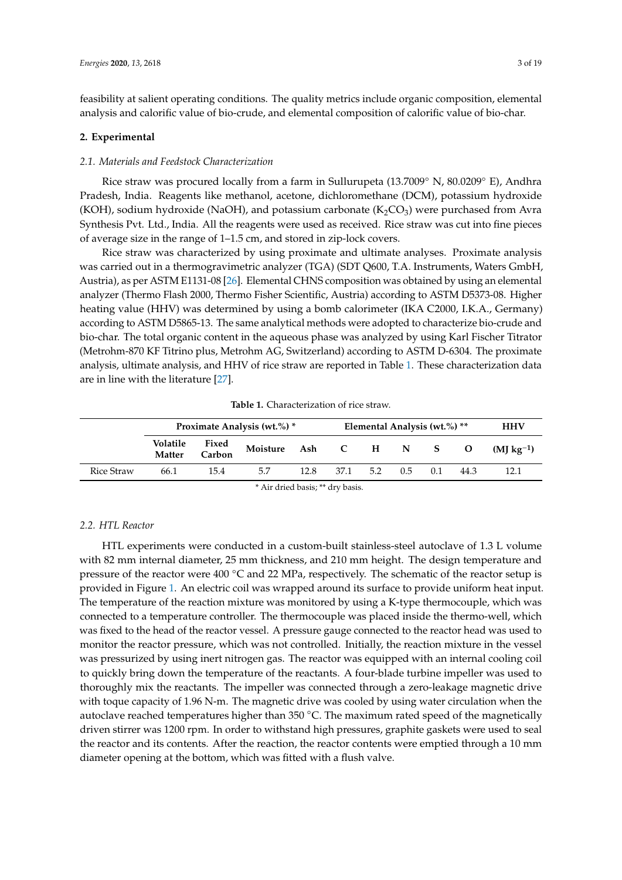feasibility at salient operating conditions. The quality metrics include organic composition, elemental analysis and calorific value of bio-crude, and elemental composition of calorific value of bio-char.

## 2. Experimental

### 2.1. Materials and Feedstock Characterization

Rice straw was procured locally from a farm in Sullurupeta (13.7009° N, 80.0209° E), Andhra Pradesh, India. Reagents like methanol, acetone, dichloromethane (DCM), potassium hydroxide (KOH), sodium hydroxide (NaOH), and potassium carbonate ($K_2CO_3$) were purchased from Avra Synthesis Pvt. Ltd., India. All the reagents were used as received. Rice straw was cut into fine pieces of average size in the range of 1–1.5 cm, and stored in zip-lock covers.

Rice straw was characterized by using proximate and ultimate analyses. Proximate analysis was carried out in a thermogravimetric analyzer (TGA) (SDT Q600, T.A. Instruments, Waters GmbH, Austria), as per ASTM E1131-08 [26]. Elemental CHNS composition was obtained by using an elemental analyzer (Thermo Flash 2000, Thermo Fisher Scientific, Austria) according to ASTM D5373-08. Higher heating value (HHV) was determined by using a bomb calorimeter (IKA C2000, I.K.A., Germany) according to ASTM D5865-13. The same analytical methods were adopted to characterize bio-crude and bio-char. The total organic content in the aqueous phase was analyzed by using Karl Fischer Titrator (Metrohm-870 KF Titrino plus, Metrohm AG, Switzerland) according to ASTM D-6304. The proximate analysis, ultimate analysis, and HHV of rice straw are reported in Table 1. These characterization data are in line with the literature [27].

**Table 1.** Characterization of rice straw.

| | Proximate Analysis (wt.%) * | | | | Elemental Analysis (wt.%) ** | | | | | HHV |
|---|---|---|---|---|---|---|---|---|---|---|
| | Volatile Matter | Fixed Carbon | Moisture | Ash | C | H | N | S | O | (MJ $kg^{-1}$) |
| Rice Straw | 66.1 | 15.4 | 5.7 | 12.8 | 37.1 | 5.2 | 0.5 | 0.1 | 44.3 | 12.1 |

\* Air dried basis; ** dry basis.

### 2.2. HTL Reactor

HTL experiments were conducted in a custom-built stainless-steel autoclave of 1.3 L volume with 82 mm internal diameter, 25 mm thickness, and 210 mm height. The design temperature and pressure of the reactor were 400 °C and 22 MPa, respectively. The schematic of the reactor setup is provided in Figure 1. An electric coil was wrapped around its surface to provide uniform heat input. The temperature of the reaction mixture was monitored by using a K-type thermocouple, which was connected to a temperature controller. The thermocouple was placed inside the thermo-well, which was fixed to the head of the reactor vessel. A pressure gauge connected to the reactor head was used to monitor the reactor pressure, which was not controlled. Initially, the reaction mixture in the vessel was pressurized by using inert nitrogen gas. The reactor was equipped with an internal cooling coil to quickly bring down the temperature of the reactants. A four-blade turbine impeller was used to thoroughly mix the reactants. The impeller was connected through a zero-leakage magnetic drive with toque capacity of 1.96 N-m. The magnetic drive was cooled by using water circulation when the autoclave reached temperatures higher than 350 °C. The maximum rated speed of the magnetically driven stirrer was 1200 rpm. In order to withstand high pressures, graphite gaskets were used to seal the reactor and its contents. After the reaction, the reactor contents were emptied through a 10 mm diameter opening at the bottom, which was fitted with a flush valve.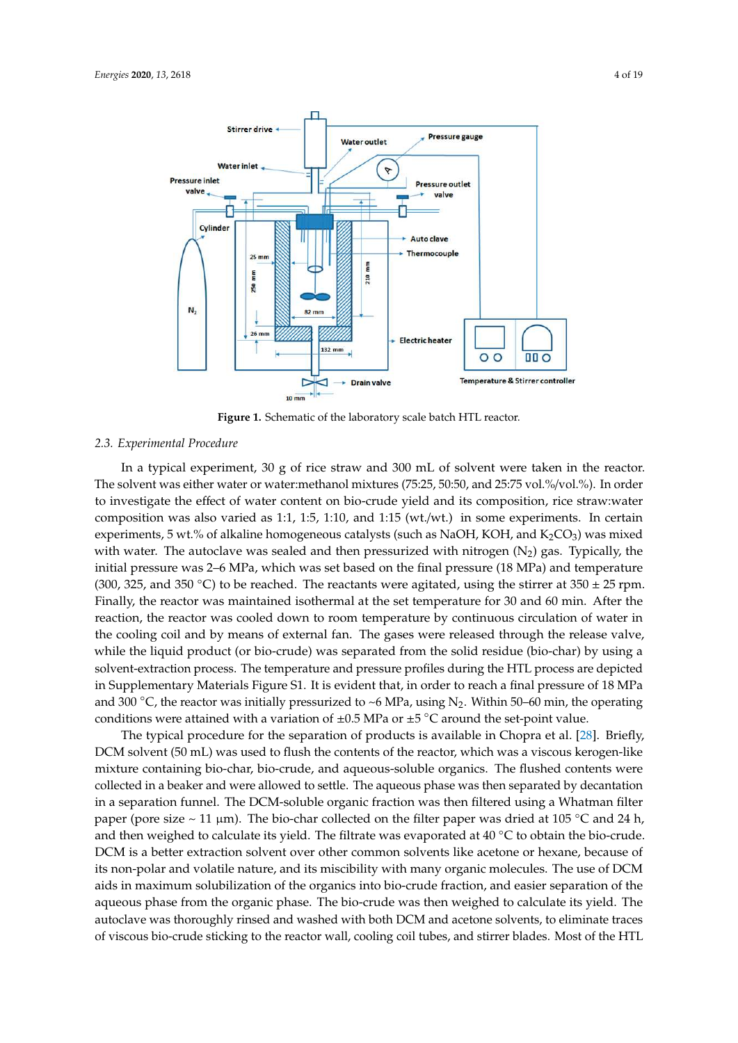**Figure 1.** Schematic of the laboratory scale batch HTL reactor.

### 2.3. Experimental Procedure

In a typical experiment, 30 g of rice straw and 300 mL of solvent were taken in the reactor. The solvent was either water or water:methanol mixtures (75:25, 50:50, and 25:75 vol.%/vol.%). In order to investigate the effect of water content on bio-crude yield and its composition, rice straw:water composition was also varied as 1:1, 1:5, 1:10, and 1:15 (wt./wt.) in some experiments. In certain experiments, 5 wt.% of alkaline homogeneous catalysts (such as NaOH, KOH, and $K_2CO_3$) was mixed with water. The autoclave was sealed and then pressurized with nitrogen ($N_2$) gas. Typically, the initial pressure was 2–6 MPa, which was set based on the final pressure (18 MPa) and temperature (300, 325, and 350 °C) to be reached. The reactants were agitated, using the stirrer at 350 ± 25 rpm. Finally, the reactor was maintained isothermal at the set temperature for 30 and 60 min. After the reaction, the reactor was cooled down to room temperature by continuous circulation of water in the cooling coil and by means of external fan. The gases were released through the release valve, while the liquid product (or bio-crude) was separated from the solid residue (bio-char) by using a solvent-extraction process. The temperature and pressure profiles during the HTL process are depicted in Supplementary Materials Figure S1. It is evident that, in order to reach a final pressure of 18 MPa and 300 °C, the reactor was initially pressurized to ~6 MPa, using $N_2$. Within 50–60 min, the operating conditions were attained with a variation of ±0.5 MPa or ±5 °C around the set-point value.

The typical procedure for the separation of products is available in Chopra et al. [28]. Briefly, DCM solvent (50 mL) was used to flush the contents of the reactor, which was a viscous kerogen-like mixture containing bio-char, bio-crude, and aqueous-soluble organics. The flushed contents were collected in a beaker and were allowed to settle. The aqueous phase was then separated by decantation in a separation funnel. The DCM-soluble organic fraction was then filtered using a Whatman filter paper (pore size ~ 11 μm). The bio-char collected on the filter paper was dried at 105 °C and 24 h, and then weighed to calculate its yield. The filtrate was evaporated at 40 °C to obtain the bio-crude. DCM is a better extraction solvent over other common solvents like acetone or hexane, because of its non-polar and volatile nature, and its miscibility with many organic molecules. The use of DCM aids in maximum solubilization of the organics into bio-crude fraction, and easier separation of the aqueous phase from the organic phase. The bio-crude was then weighed to calculate its yield. The autoclave was thoroughly rinsed and washed with both DCM and acetone solvents, to eliminate traces of viscous bio-crude sticking to the reactor wall, cooling coil tubes, and stirrer blades. Most of the HTL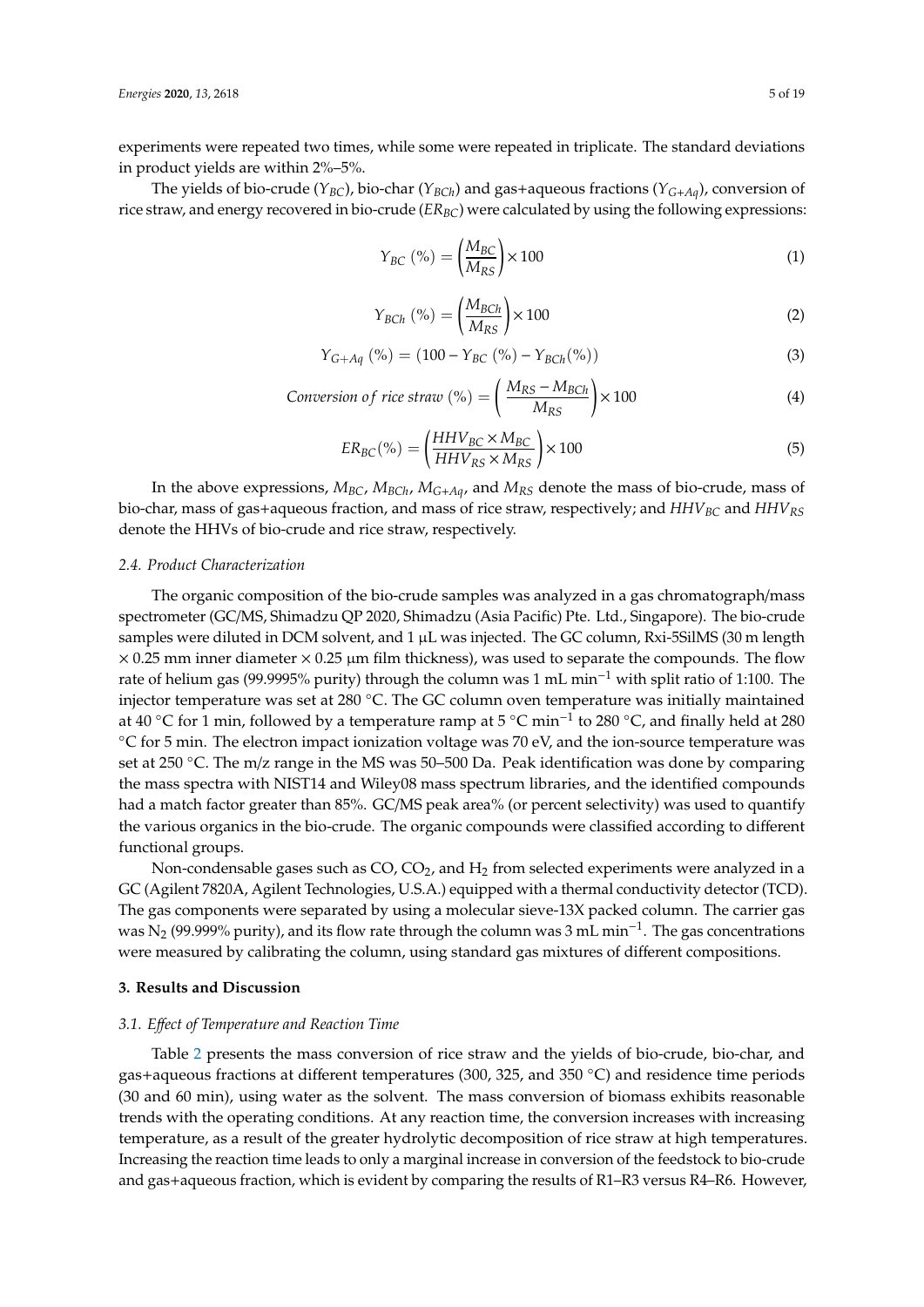experiments were repeated two times, while some were repeated in triplicate. The standard deviations in product yields are within 2%–5%.

The yields of bio-crude ($Y_{BC}$), bio-char ($Y_{BCh}$) and gas+aqueous fractions ($Y_{G+Aq}$), conversion of rice straw, and energy recovered in bio-crude ($ER_{BC}$) were calculated by using the following expressions:

$$Y_{BC}\ (\%) = \left(\frac{M_{BC}}{M_{RS}}\right) \times 100 \tag{1}$$

$$Y_{BCh}\ (\%) = \left(\frac{M_{BCh}}{M_{RS}}\right) \times 100 \tag{2}$$

$$Y_{G+Aq}\ (\%) = (100 - Y_{BC}\ (\%) - Y_{BCh}(\%)) \tag{3}$$

$$Conversion\ of\ rice\ straw\ (\%) = \left(\frac{M_{RS} - M_{BCh}}{M_{RS}}\right) \times 100 \tag{4}$$

$$ER_{BC}(\%) = \left(\frac{HHV_{BC} \times M_{BC}}{HHV_{RS} \times M_{RS}}\right) \times 100 \tag{5}$$

In the above expressions, $M_{BC}$, $M_{BCh}$, $M_{G+Aq}$, and $M_{RS}$ denote the mass of bio-crude, mass of bio-char, mass of gas+aqueous fraction, and mass of rice straw, respectively; and $HHV_{BC}$ and $HHV_{RS}$ denote the HHVs of bio-crude and rice straw, respectively.

### *2.4. Product Characterization*

The organic composition of the bio-crude samples was analyzed in a gas chromatograph/mass spectrometer (GC/MS, Shimadzu QP 2020, Shimadzu (Asia Pacific) Pte. Ltd., Singapore). The bio-crude samples were diluted in DCM solvent, and 1 μL was injected. The GC column, Rxi-5SilMS (30 m length × 0.25 mm inner diameter × 0.25 μm film thickness), was used to separate the compounds. The flow rate of helium gas (99.9995% purity) through the column was 1 mL min$^{-1}$ with split ratio of 1:100. The injector temperature was set at 280 °C. The GC column oven temperature was initially maintained at 40 °C for 1 min, followed by a temperature ramp at 5 °C min$^{-1}$ to 280 °C, and finally held at 280 °C for 5 min. The electron impact ionization voltage was 70 eV, and the ion-source temperature was set at 250 °C. The m/z range in the MS was 50–500 Da. Peak identification was done by comparing the mass spectra with NIST14 and Wiley08 mass spectrum libraries, and the identified compounds had a match factor greater than 85%. GC/MS peak area% (or percent selectivity) was used to quantify the various organics in the bio-crude. The organic compounds were classified according to different functional groups.

Non-condensable gases such as CO, $CO_2$, and $H_2$ from selected experiments were analyzed in a GC (Agilent 7820A, Agilent Technologies, U.S.A.) equipped with a thermal conductivity detector (TCD). The gas components were separated by using a molecular sieve-13X packed column. The carrier gas was $N_2$ (99.999% purity), and its flow rate through the column was 3 mL min$^{-1}$. The gas concentrations were measured by calibrating the column, using standard gas mixtures of different compositions.

## **3. Results and Discussion**

### *3.1. Effect of Temperature and Reaction Time*

Table 2 presents the mass conversion of rice straw and the yields of bio-crude, bio-char, and gas+aqueous fractions at different temperatures (300, 325, and 350 °C) and residence time periods (30 and 60 min), using water as the solvent. The mass conversion of biomass exhibits reasonable trends with the operating conditions. At any reaction time, the conversion increases with increasing temperature, as a result of the greater hydrolytic decomposition of rice straw at high temperatures. Increasing the reaction time leads to only a marginal increase in conversion of the feedstock to bio-crude and gas+aqueous fraction, which is evident by comparing the results of R1–R3 versus R4–R6. However,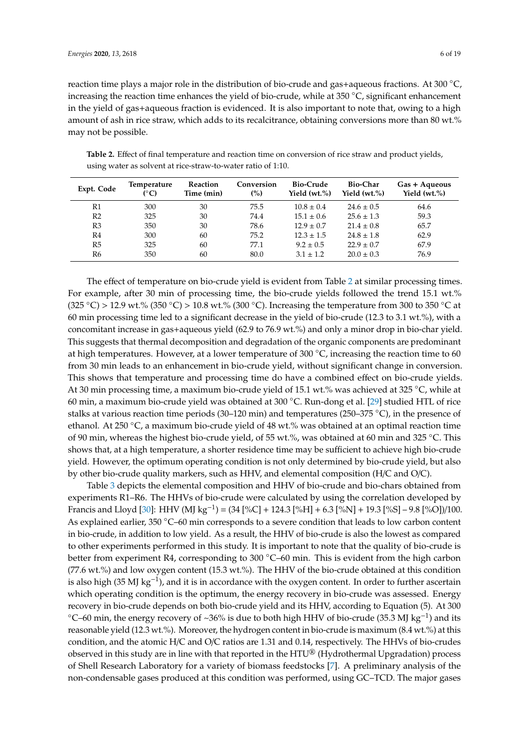reaction time plays a major role in the distribution of bio-crude and gas+aqueous fractions. At 300 °C, increasing the reaction time enhances the yield of bio-crude, while at 350 °C, significant enhancement in the yield of gas+aqueous fraction is evidenced. It is also important to note that, owing to a high amount of ash in rice straw, which adds to its recalcitrance, obtaining conversions more than 80 wt.% may not be possible.

**Table 2.** Effect of final temperature and reaction time on conversion of rice straw and product yields, using water as solvent at rice-straw-to-water ratio of 1:10.

| Expt. Code | Temperature (°C) | Reaction Time (min) | Conversion (%) | Bio-Crude Yield (wt.%) | Bio-Char Yield (wt.%) | Gas + Aqueous Yield (wt.%) |
|---|---|---|---|---|---|---|
| R1 | 300 | 30 | 75.5 | 10.8 ± 0.4 | 24.6 ± 0.5 | 64.6 |
| R2 | 325 | 30 | 74.4 | 15.1 ± 0.6 | 25.6 ± 1.3 | 59.3 |
| R3 | 350 | 30 | 78.6 | 12.9 ± 0.7 | 21.4 ± 0.8 | 65.7 |
| R4 | 300 | 60 | 75.2 | 12.3 ± 1.5 | 24.8 ± 1.8 | 62.9 |
| R5 | 325 | 60 | 77.1 | 9.2 ± 0.5 | 22.9 ± 0.7 | 67.9 |
| R6 | 350 | 60 | 80.0 | 3.1 ± 1.2 | 20.0 ± 0.3 | 76.9 |

The effect of temperature on bio-crude yield is evident from Table 2 at similar processing times. For example, after 30 min of processing time, the bio-crude yields followed the trend 15.1 wt.% (325 °C) > 12.9 wt.% (350 °C) > 10.8 wt.% (300 °C). Increasing the temperature from 300 to 350 °C at 60 min processing time led to a significant decrease in the yield of bio-crude (12.3 to 3.1 wt.%), with a concomitant increase in gas+aqueous yield (62.9 to 76.9 wt.%) and only a minor drop in bio-char yield. This suggests that thermal decomposition and degradation of the organic components are predominant at high temperatures. However, at a lower temperature of 300 °C, increasing the reaction time to 60 from 30 min leads to an enhancement in bio-crude yield, without significant change in conversion. This shows that temperature and processing time do have a combined effect on bio-crude yields. At 30 min processing time, a maximum bio-crude yield of 15.1 wt.% was achieved at 325 °C, while at 60 min, a maximum bio-crude yield was obtained at 300 °C. Run-dong et al. [29] studied HTL of rice stalks at various reaction time periods (30–120 min) and temperatures (250–375 °C), in the presence of ethanol. At 250 °C, a maximum bio-crude yield of 48 wt.% was obtained at an optimal reaction time of 90 min, whereas the highest bio-crude yield, of 55 wt.%, was obtained at 60 min and 325 °C. This shows that, at a high temperature, a shorter residence time may be sufficient to achieve high bio-crude yield. However, the optimum operating condition is not only determined by bio-crude yield, but also by other bio-crude quality markers, such as HHV, and elemental composition (H/C and O/C).

Table 3 depicts the elemental composition and HHV of bio-crude and bio-chars obtained from experiments R1–R6. The HHVs of bio-crude were calculated by using the correlation developed by Francis and Lloyd [30]: HHV (MJ $kg^{-1}$) = (34 [%C] + 124.3 [%H] + 6.3 [%N] + 19.3 [%S] − 9.8 [%O])/100. As explained earlier, 350 °C–60 min corresponds to a severe condition that leads to low carbon content in bio-crude, in addition to low yield. As a result, the HHV of bio-crude is also the lowest as compared to other experiments performed in this study. It is important to note that the quality of bio-crude is better from experiment R4, corresponding to 300 °C–60 min. This is evident from the high carbon (77.6 wt.%) and low oxygen content (15.3 wt.%). The HHV of the bio-crude obtained at this condition is also high (35 MJ $kg^{-1}$), and it is in accordance with the oxygen content. In order to further ascertain which operating condition is the optimum, the energy recovery in bio-crude was assessed. Energy recovery in bio-crude depends on both bio-crude yield and its HHV, according to Equation (5). At 300 °C–60 min, the energy recovery of ~36% is due to both high HHV of bio-crude (35.3 MJ $kg^{-1}$) and its reasonable yield (12.3 wt.%). Moreover, the hydrogen content in bio-crude is maximum (8.4 wt.%) at this condition, and the atomic H/C and O/C ratios are 1.31 and 0.14, respectively. The HHVs of bio-crudes observed in this study are in line with that reported in the HTU® (Hydrothermal Upgradation) process of Shell Research Laboratory for a variety of biomass feedstocks [7]. A preliminary analysis of the non-condensable gases produced at this condition was performed, using GC–TCD. The major gases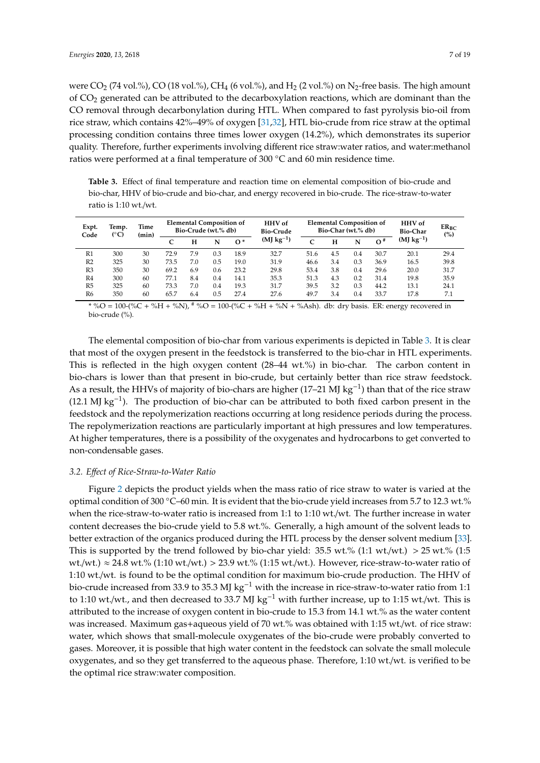were $CO_2$ (74 vol.%), CO (18 vol.%), $CH_4$ (6 vol.%), and $H_2$ (2 vol.%) on $N_2$-free basis. The high amount of $CO_2$ generated can be attributed to the decarboxylation reactions, which are dominant than the CO removal through decarbonylation during HTL. When compared to fast pyrolysis bio-oil from rice straw, which contains 42%–49% of oxygen [31,32], HTL bio-crude from rice straw at the optimal processing condition contains three times lower oxygen (14.2%), which demonstrates its superior quality. Therefore, further experiments involving different rice straw:water ratios, and water:methanol ratios were performed at a final temperature of 300 °C and 60 min residence time.

**Table 3.** Effect of final temperature and reaction time on elemental composition of bio-crude and bio-char, HHV of bio-crude and bio-char, and energy recovered in bio-crude. The rice-straw-to-water ratio is 1:10 wt./wt.

| Expt. Code | Temp. (°C) | Time (min) | Elemental Composition of Bio-Crude (wt.% db) | | | | HHV of Bio-Crude (MJ kg$^{-1}$) | Elemental Composition of Bio-Char (wt.% db) | | | | HHV of Bio-Char (MJ kg$^{-1}$) | $ER_{BC}$ (%) |
|---|---|---|---|---|---|---|---|---|---|---|---|---|---|
| | | | C | H | N | O * | | C | H | N | O # | | |
| R1 | 300 | 30 | 72.9 | 7.9 | 0.3 | 18.9 | 32.7 | 51.6 | 4.5 | 0.4 | 30.7 | 20.1 | 29.4 |
| R2 | 325 | 30 | 73.5 | 7.0 | 0.5 | 19.0 | 31.9 | 46.6 | 3.4 | 0.3 | 36.9 | 16.5 | 39.8 |
| R3 | 350 | 30 | 69.2 | 6.9 | 0.6 | 23.2 | 29.8 | 53.4 | 3.8 | 0.4 | 29.6 | 20.0 | 31.7 |
| R4 | 300 | 60 | 77.1 | 8.4 | 0.4 | 14.1 | 35.3 | 51.3 | 4.3 | 0.2 | 31.4 | 19.8 | 35.9 |
| R5 | 325 | 60 | 73.3 | 7.0 | 0.4 | 19.3 | 31.7 | 39.5 | 3.2 | 0.3 | 44.2 | 13.1 | 24.1 |
| R6 | 350 | 60 | 65.7 | 6.4 | 0.5 | 27.4 | 27.6 | 49.7 | 3.4 | 0.4 | 33.7 | 17.8 | 7.1 |

\* %O = 100-(%C + %H + %N), # %O = 100-(%C + %H + %N + %Ash). db: dry basis. ER: energy recovered in bio-crude (%).

The elemental composition of bio-char from various experiments is depicted in Table 3. It is clear that most of the oxygen present in the feedstock is transferred to the bio-char in HTL experiments. This is reflected in the high oxygen content (28–44 wt.%) in bio-char. The carbon content in bio-chars is lower than that present in bio-crude, but certainly better than rice straw feedstock. As a result, the HHVs of majority of bio-chars are higher (17–21 MJ kg$^{-1}$) than that of the rice straw (12.1 MJ kg$^{-1}$). The production of bio-char can be attributed to both fixed carbon present in the feedstock and the repolymerization reactions occurring at long residence periods during the process. The repolymerization reactions are particularly important at high pressures and low temperatures. At higher temperatures, there is a possibility of the oxygenates and hydrocarbons to get converted to non-condensable gases.

### *3.2. Effect of Rice-Straw-to-Water Ratio*

Figure 2 depicts the product yields when the mass ratio of rice straw to water is varied at the optimal condition of 300 °C–60 min. It is evident that the bio-crude yield increases from 5.7 to 12.3 wt.% when the rice-straw-to-water ratio is increased from 1:1 to 1:10 wt./wt. The further increase in water content decreases the bio-crude yield to 5.8 wt.%. Generally, a high amount of the solvent leads to better extraction of the organics produced during the HTL process by the denser solvent medium [33]. This is supported by the trend followed by bio-char yield: 35.5 wt.% (1:1 wt./wt.) > 25 wt.% (1:5 wt./wt.) ≈ 24.8 wt.% (1:10 wt./wt.) > 23.9 wt.% (1:15 wt./wt.). However, rice-straw-to-water ratio of 1:10 wt./wt. is found to be the optimal condition for maximum bio-crude production. The HHV of bio-crude increased from 33.9 to 35.3 MJ kg$^{-1}$ with the increase in rice-straw-to-water ratio from 1:1 to 1:10 wt./wt., and then decreased to 33.7 MJ kg$^{-1}$ with further increase, up to 1:15 wt./wt. This is attributed to the increase of oxygen content in bio-crude to 15.3 from 14.1 wt.% as the water content was increased. Maximum gas+aqueous yield of 70 wt.% was obtained with 1:15 wt./wt. of rice straw: water, which shows that small-molecule oxygenates of the bio-crude were probably converted to gases. Moreover, it is possible that high water content in the feedstock can solvate the small molecule oxygenates, and so they get transferred to the aqueous phase. Therefore, 1:10 wt./wt. is verified to be the optimal rice straw:water composition.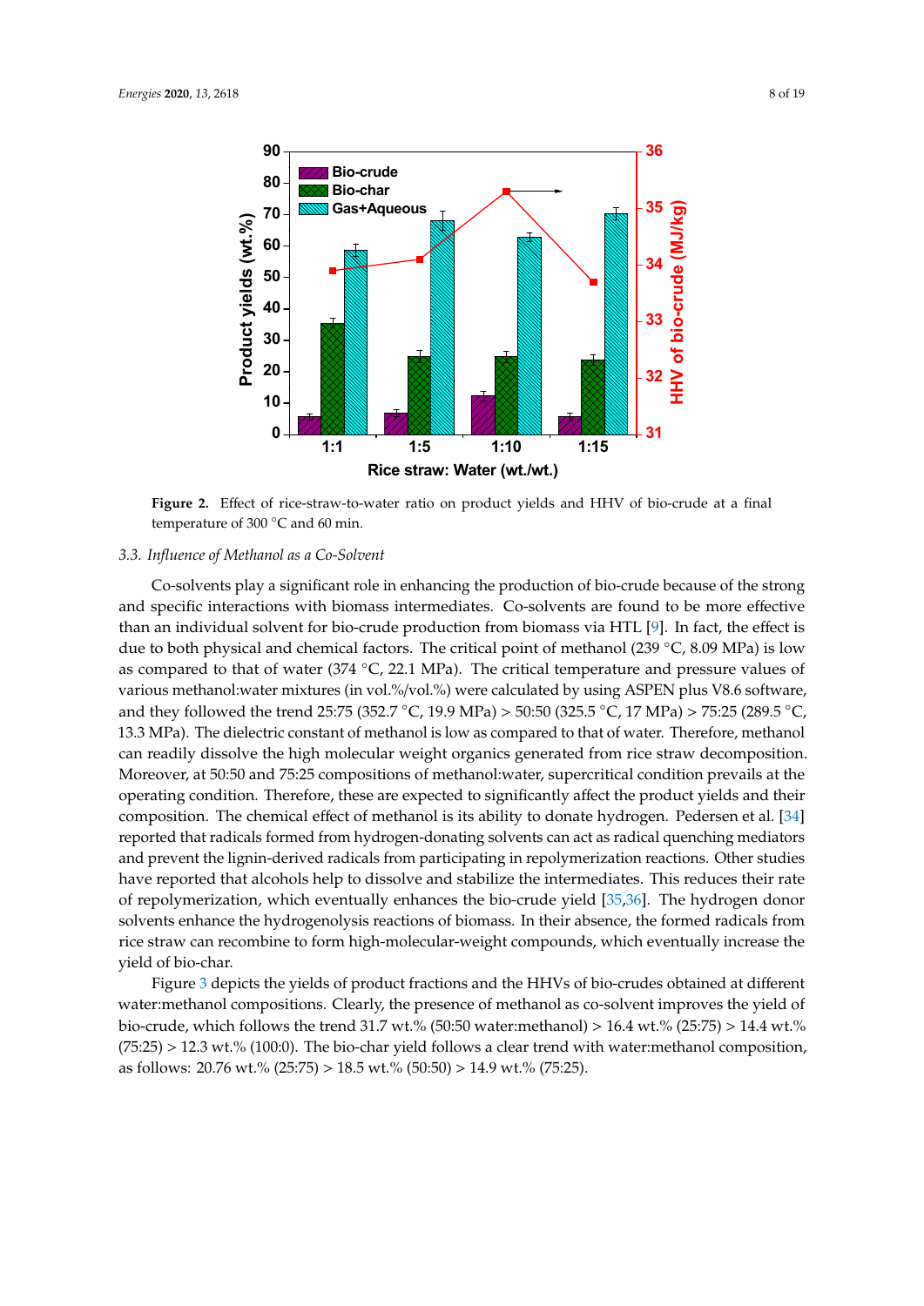Figure 2. Effect of rice-straw-to-water ratio on product yields and HHV of bio-crude at a final temperature of 300 °C and 60 min.

### 3.3. Influence of Methanol as a Co-Solvent

Co-solvents play a significant role in enhancing the production of bio-crude because of the strong and specific interactions with biomass intermediates. Co-solvents are found to be more effective than an individual solvent for bio-crude production from biomass via HTL [9]. In fact, the effect is due to both physical and chemical factors. The critical point of methanol (239 °C, 8.09 MPa) is low as compared to that of water (374 °C, 22.1 MPa). The critical temperature and pressure values of various methanol:water mixtures (in vol.%/vol.%) were calculated by using ASPEN plus V8.6 software, and they followed the trend 25:75 (352.7 °C, 19.9 MPa) > 50:50 (325.5 °C, 17 MPa) > 75:25 (289.5 °C, 13.3 MPa). The dielectric constant of methanol is low as compared to that of water. Therefore, methanol can readily dissolve the high molecular weight organics generated from rice straw decomposition. Moreover, at 50:50 and 75:25 compositions of methanol:water, supercritical condition prevails at the operating condition. Therefore, these are expected to significantly affect the product yields and their composition. The chemical effect of methanol is its ability to donate hydrogen. Pedersen et al. [34] reported that radicals formed from hydrogen-donating solvents can act as radical quenching mediators and prevent the lignin-derived radicals from participating in repolymerization reactions. Other studies have reported that alcohols help to dissolve and stabilize the intermediates. This reduces their rate of repolymerization, which eventually enhances the bio-crude yield [35,36]. The hydrogen donor solvents enhance the hydrogenolysis reactions of biomass. In their absence, the formed radicals from rice straw can recombine to form high-molecular-weight compounds, which eventually increase the yield of bio-char.

Figure 3 depicts the yields of product fractions and the HHVs of bio-crudes obtained at different water:methanol compositions. Clearly, the presence of methanol as co-solvent improves the yield of bio-crude, which follows the trend 31.7 wt.% (50:50 water:methanol) > 16.4 wt.% (25:75) > 14.4 wt.% (75:25) > 12.3 wt.% (100:0). The bio-char yield follows a clear trend with water:methanol composition, as follows: 20.76 wt.% (25:75) > 18.5 wt.% (50:50) > 14.9 wt.% (75:25).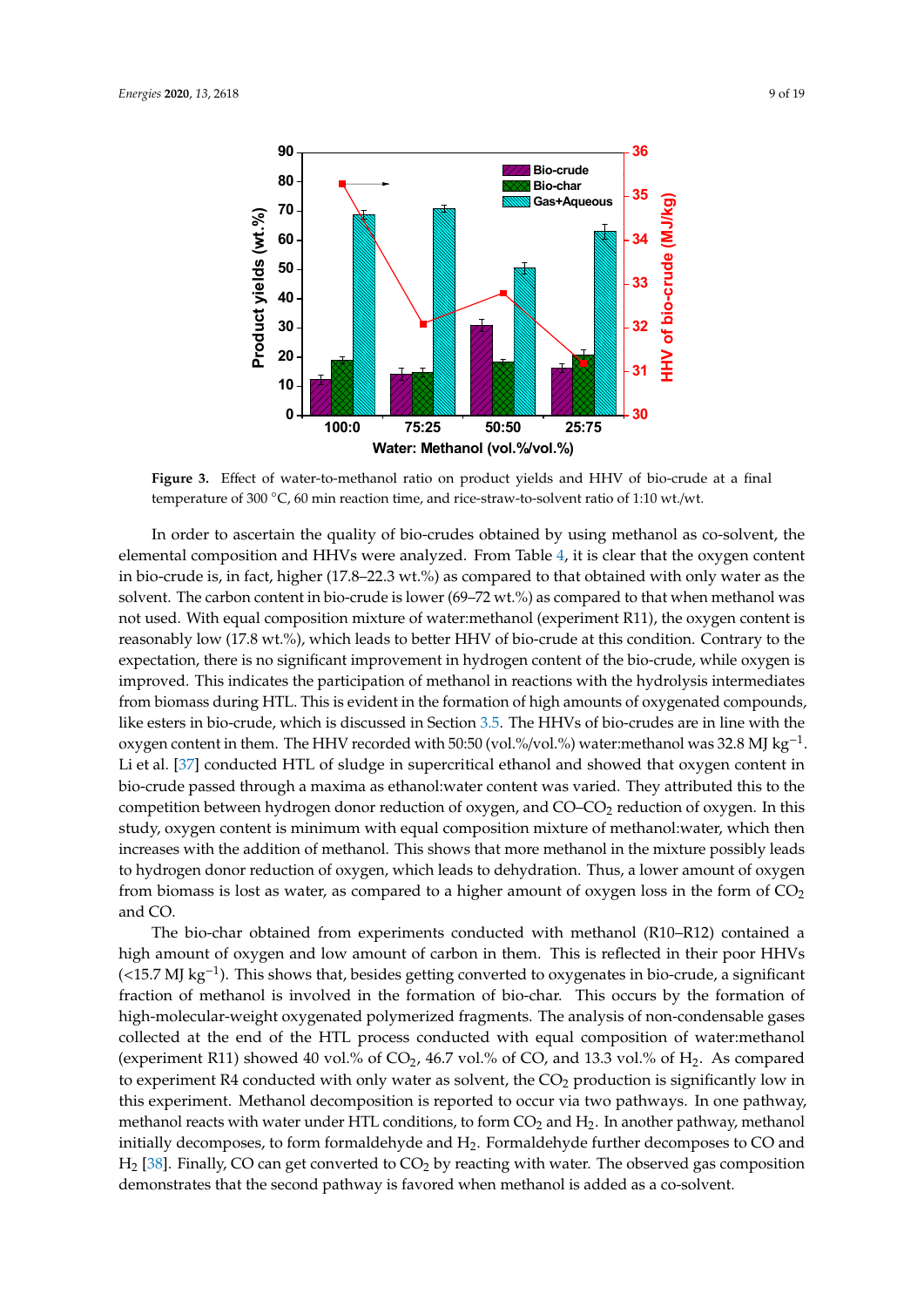**Figure 3.** Effect of water-to-methanol ratio on product yields and HHV of bio-crude at a final temperature of 300 °C, 60 min reaction time, and rice-straw-to-solvent ratio of 1:10 wt./wt.

In order to ascertain the quality of bio-crudes obtained by using methanol as co-solvent, the elemental composition and HHVs were analyzed. From Table 4, it is clear that the oxygen content in bio-crude is, in fact, higher (17.8–22.3 wt.%) as compared to that obtained with only water as the solvent. The carbon content in bio-crude is lower (69–72 wt.%) as compared to that when methanol was not used. With equal composition mixture of water:methanol (experiment R11), the oxygen content is reasonably low (17.8 wt.%), which leads to better HHV of bio-crude at this condition. Contrary to the expectation, there is no significant improvement in hydrogen content of the bio-crude, while oxygen is improved. This indicates the participation of methanol in reactions with the hydrolysis intermediates from biomass during HTL. This is evident in the formation of high amounts of oxygenated compounds, like esters in bio-crude, which is discussed in Section 3.5. The HHVs of bio-crudes are in line with the oxygen content in them. The HHV recorded with 50:50 (vol.%/vol.%) water:methanol was 32.8 MJ $kg^{-1}$. Li et al. [37] conducted HTL of sludge in supercritical ethanol and showed that oxygen content in bio-crude passed through a maxima as ethanol:water content was varied. They attributed this to the competition between hydrogen donor reduction of oxygen, and CO–$CO_2$ reduction of oxygen. In this study, oxygen content is minimum with equal composition mixture of methanol:water, which then increases with the addition of methanol. This shows that more methanol in the mixture possibly leads to hydrogen donor reduction of oxygen, which leads to dehydration. Thus, a lower amount of oxygen from biomass is lost as water, as compared to a higher amount of oxygen loss in the form of $CO_2$ and CO.

The bio-char obtained from experiments conducted with methanol (R10–R12) contained a high amount of oxygen and low amount of carbon in them. This is reflected in their poor HHVs (<15.7 MJ $kg^{-1}$). This shows that, besides getting converted to oxygenates in bio-crude, a significant fraction of methanol is involved in the formation of bio-char. This occurs by the formation of high-molecular-weight oxygenated polymerized fragments. The analysis of non-condensable gases collected at the end of the HTL process conducted with equal composition of water:methanol (experiment R11) showed 40 vol.% of $CO_2$, 46.7 vol.% of CO, and 13.3 vol.% of $H_2$. As compared to experiment R4 conducted with only water as solvent, the $CO_2$ production is significantly low in this experiment. Methanol decomposition is reported to occur via two pathways. In one pathway, methanol reacts with water under HTL conditions, to form $CO_2$ and $H_2$. In another pathway, methanol initially decomposes, to form formaldehyde and $H_2$. Formaldehyde further decomposes to CO and $H_2$ [38]. Finally, CO can get converted to $CO_2$ by reacting with water. The observed gas composition demonstrates that the second pathway is favored when methanol is added as a co-solvent.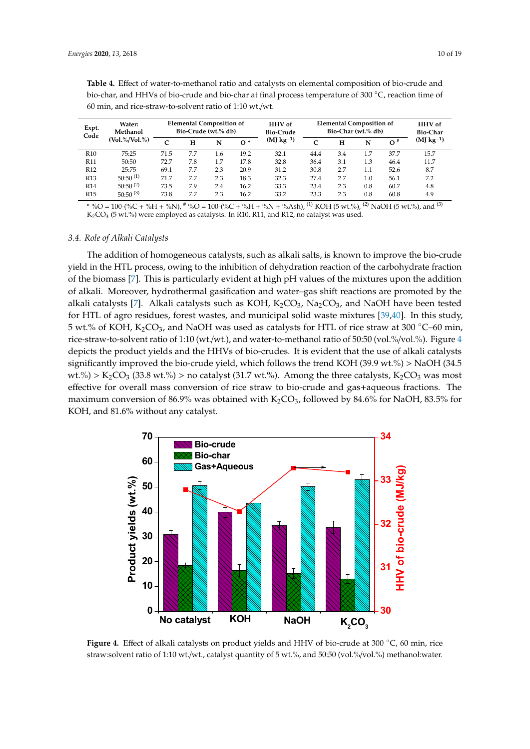**Table 4.** Effect of water-to-methanol ratio and catalysts on elemental composition of bio-crude and bio-char, and HHVs of bio-crude and bio-char at final process temperature of 300 °C, reaction time of 60 min, and rice-straw-to-solvent ratio of 1:10 wt./wt.

| Expt. Code | Water: Methanol (Vol.%/Vol.%) | Elemental Composition of Bio-Crude (wt.% db) | | | | HHV of Bio-Crude (MJ kg$^{-1}$) | Elemental Composition of Bio-Char (wt.% db) | | | | HHV of Bio-Char (MJ kg$^{-1}$) |
|---|---|---|---|---|---|---|---|---|---|---|---|
| | | C | H | N | O * | | C | H | N | O # | |
| R10 | 75:25 | 71.5 | 7.7 | 1.6 | 19.2 | 32.1 | 44.4 | 3.4 | 1.7 | 37.7 | 15.7 |
| R11 | 50:50 | 72.7 | 7.8 | 1.7 | 17.8 | 32.8 | 36.4 | 3.1 | 1.3 | 46.4 | 11.7 |
| R12 | 25:75 | 69.1 | 7.7 | 2.3 | 20.9 | 31.2 | 30.8 | 2.7 | 1.1 | 52.6 | 8.7 |
| R13 | 50:50 (1) | 71.7 | 7.7 | 2.3 | 18.3 | 32.3 | 27.4 | 2.7 | 1.0 | 56.1 | 7.2 |
| R14 | 50:50 (2) | 73.5 | 7.9 | 2.4 | 16.2 | 33.3 | 23.4 | 2.3 | 0.8 | 60.7 | 4.8 |
| R15 | 50:50 (3) | 73.8 | 7.7 | 2.3 | 16.2 | 33.2 | 23.3 | 2.3 | 0.8 | 60.8 | 4.9 |

* %O = 100-(%C + %H + %N), # %O = 100-(%C + %H + %N + %Ash), (1) KOH (5 wt.%), (2) NaOH (5 wt.%), and (3) $K_2CO_3$ (5 wt.%) were employed as catalysts. In R10, R11, and R12, no catalyst was used.

### 3.4. Role of Alkali Catalysts

The addition of homogeneous catalysts, such as alkali salts, is known to improve the bio-crude yield in the HTL process, owing to the inhibition of dehydration reaction of the carbohydrate fraction of the biomass [7]. This is particularly evident at high pH values of the mixtures upon the addition of alkali. Moreover, hydrothermal gasification and water–gas shift reactions are promoted by the alkali catalysts [7]. Alkali catalysts such as KOH, $K_2CO_3$, $Na_2CO_3$, and NaOH have been tested for HTL of agro residues, forest wastes, and municipal solid waste mixtures [39,40]. In this study, 5 wt.% of KOH, $K_2CO_3$, and NaOH was used as catalysts for HTL of rice straw at 300 °C–60 min, rice-straw-to-solvent ratio of 1:10 (wt./wt.), and water-to-methanol ratio of 50:50 (vol.%/vol.%). Figure 4 depicts the product yields and the HHVs of bio-crudes. It is evident that the use of alkali catalysts significantly improved the bio-crude yield, which follows the trend KOH (39.9 wt.%) > NaOH (34.5 wt.%) > $K_2CO_3$ (33.8 wt.%) > no catalyst (31.7 wt.%). Among the three catalysts, $K_2CO_3$ was most effective for overall mass conversion of rice straw to bio-crude and gas+aqueous fractions. The maximum conversion of 86.9% was obtained with $K_2CO_3$, followed by 84.6% for NaOH, 83.5% for KOH, and 81.6% without any catalyst.

**Figure 4.** Effect of alkali catalysts on product yields and HHV of bio-crude at 300 °C, 60 min, rice straw:solvent ratio of 1:10 wt./wt., catalyst quantity of 5 wt.%, and 50:50 (vol.%/vol.%) methanol:water.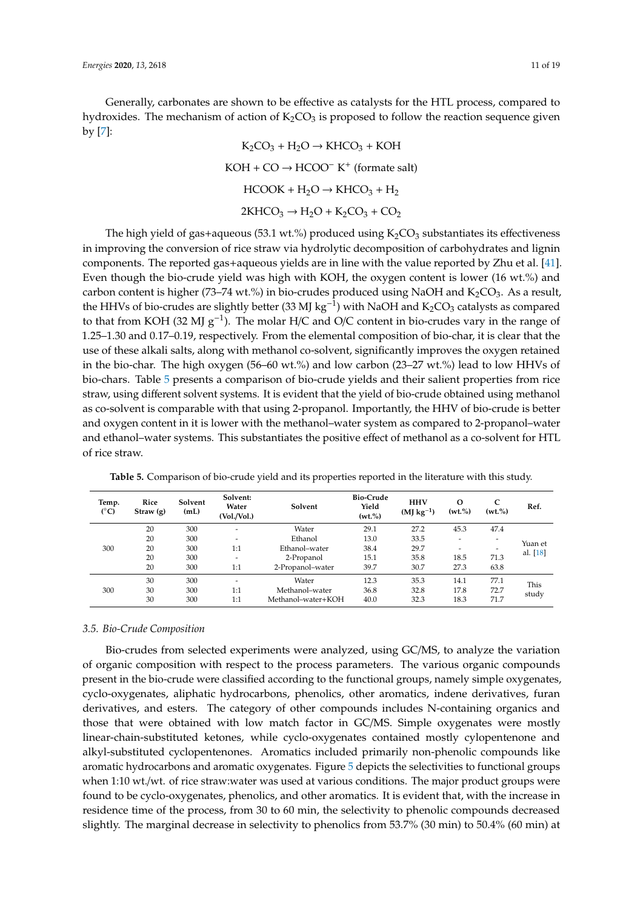Generally, carbonates are shown to be effective as catalysts for the HTL process, compared to hydroxides. The mechanism of action of $K_2CO_3$ is proposed to follow the reaction sequence given by [7]:

$$K_2CO_3 + H_2O \rightarrow KHCO_3 + KOH$$

$$KOH + CO \rightarrow HCOO^- K^+ \text{ (formate salt)}$$

$$HCOOK + H_2O \rightarrow KHCO_3 + H_2$$

$$2KHCO_3 \rightarrow H_2O + K_2CO_3 + CO_2$$

The high yield of gas+aqueous (53.1 wt.%) produced using $K_2CO_3$ substantiates its effectiveness in improving the conversion of rice straw via hydrolytic decomposition of carbohydrates and lignin components. The reported gas+aqueous yields are in line with the value reported by Zhu et al. [41]. Even though the bio-crude yield was high with KOH, the oxygen content is lower (16 wt.%) and carbon content is higher (73–74 wt.%) in bio-crudes produced using NaOH and $K_2CO_3$. As a result, the HHVs of bio-crudes are slightly better (33 MJ $kg^{-1}$) with NaOH and $K_2CO_3$ catalysts as compared to that from KOH (32 MJ $g^{-1}$). The molar H/C and O/C content in bio-crudes vary in the range of 1.25–1.30 and 0.17–0.19, respectively. From the elemental composition of bio-char, it is clear that the use of these alkali salts, along with methanol co-solvent, significantly improves the oxygen retained in the bio-char. The high oxygen (56–60 wt.%) and low carbon (23–27 wt.%) lead to low HHVs of bio-chars. Table 5 presents a comparison of bio-crude yields and their salient properties from rice straw, using different solvent systems. It is evident that the yield of bio-crude obtained using methanol as co-solvent is comparable with that using 2-propanol. Importantly, the HHV of bio-crude is better and oxygen content in it is lower with the methanol–water system as compared to 2-propanol–water and ethanol–water systems. This substantiates the positive effect of methanol as a co-solvent for HTL of rice straw.

**Table 5.** Comparison of bio-crude yield and its properties reported in the literature with this study.

| Temp. (°C) | Rice Straw (g) | Solvent (mL) | Solvent: Water (Vol./Vol.) | Solvent | Bio-Crude Yield (wt.%) | HHV (MJ $kg^{-1}$) | O (wt.%) | C (wt.%) | Ref. |
|---|---|---|---|---|---|---|---|---|---|
| 300 | 20 | 300 | - | Water | 29.1 | 27.2 | 45.3 | 47.4 | Yuan et al. [18] |
| | 20 | 300 | - | Ethanol | 13.0 | 33.5 | - | - | |
| | 20 | 300 | 1:1 | Ethanol–water | 38.4 | 29.7 | - | - | |
| | 20 | 300 | - | 2-Propanol | 15.1 | 35.8 | 18.5 | 71.3 | |
| | 20 | 300 | 1:1 | 2-Propanol–water | 39.7 | 30.7 | 27.3 | 63.8 | |
| 300 | 30 | 300 | - | Water | 12.3 | 35.3 | 14.1 | 77.1 | This study |
| | 30 | 300 | 1:1 | Methanol–water | 36.8 | 32.8 | 17.8 | 72.7 | |
| | 30 | 300 | 1:1 | Methanol–water+KOH | 40.0 | 32.3 | 18.3 | 71.7 | |

### 3.5. Bio-Crude Composition

Bio-crudes from selected experiments were analyzed, using GC/MS, to analyze the variation of organic composition with respect to the process parameters. The various organic compounds present in the bio-crude were classified according to the functional groups, namely simple oxygenates, cyclo-oxygenates, aliphatic hydrocarbons, phenolics, other aromatics, indene derivatives, furan derivatives, and esters. The category of other compounds includes N-containing organics and those that were obtained with low match factor in GC/MS. Simple oxygenates were mostly linear-chain-substituted ketones, while cyclo-oxygenates contained mostly cylopentenone and alkyl-substituted cyclopentenones. Aromatics included primarily non-phenolic compounds like aromatic hydrocarbons and aromatic oxygenates. Figure 5 depicts the selectivities to functional groups when 1:10 wt./wt. of rice straw:water was used at various conditions. The major product groups were found to be cyclo-oxygenates, phenolics, and other aromatics. It is evident that, with the increase in residence time of the process, from 30 to 60 min, the selectivity to phenolic compounds decreased slightly. The marginal decrease in selectivity to phenolics from 53.7% (30 min) to 50.4% (60 min) at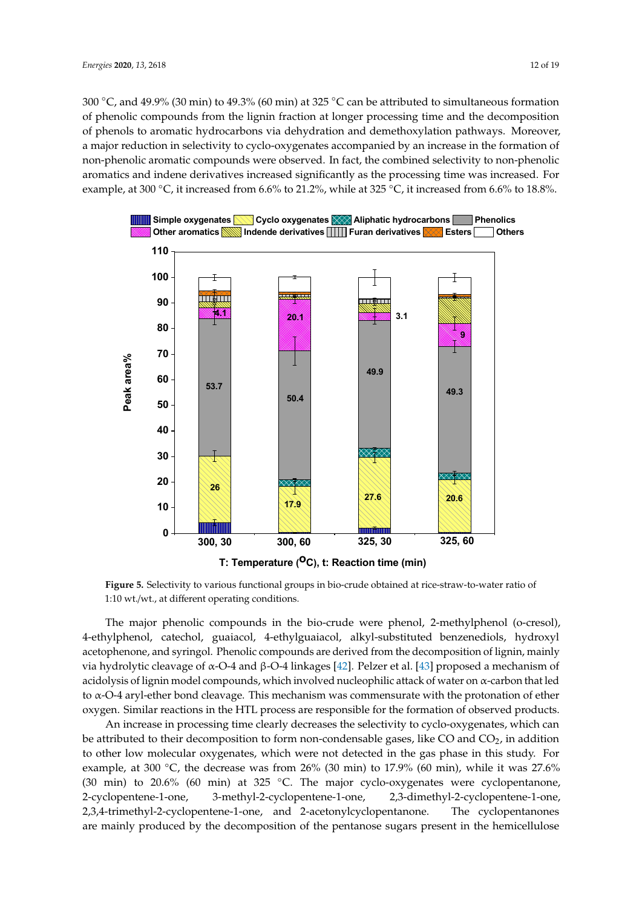300 °C, and 49.9% (30 min) to 49.3% (60 min) at 325 °C can be attributed to simultaneous formation of phenolic compounds from the lignin fraction at longer processing time and the decomposition of phenols to aromatic hydrocarbons via dehydration and demethoxylation pathways. Moreover, a major reduction in selectivity to cyclo-oxygenates accompanied by an increase in the formation of non-phenolic aromatic compounds were observed. In fact, the combined selectivity to non-phenolic aromatics and indene derivatives increased significantly as the processing time was increased. For example, at 300 °C, it increased from 6.6% to 21.2%, while at 325 °C, it increased from 6.6% to 18.8%.

**Figure 5.** Selectivity to various functional groups in bio-crude obtained at rice-straw-to-water ratio of 1:10 wt./wt., at different operating conditions.

The major phenolic compounds in the bio-crude were phenol, 2-methylphenol (o-cresol), 4-ethylphenol, catechol, guaiacol, 4-ethylguaiacol, alkyl-substituted benzenediols, hydroxyl acetophenone, and syringol. Phenolic compounds are derived from the decomposition of lignin, mainly via hydrolytic cleavage of α-O-4 and β-O-4 linkages [42]. Pelzer et al. [43] proposed a mechanism of acidolysis of lignin model compounds, which involved nucleophilic attack of water on α-carbon that led to α-O-4 aryl-ether bond cleavage. This mechanism was commensurate with the protonation of ether oxygen. Similar reactions in the HTL process are responsible for the formation of observed products.

An increase in processing time clearly decreases the selectivity to cyclo-oxygenates, which can be attributed to their decomposition to form non-condensable gases, like CO and $CO_2$, in addition to other low molecular oxygenates, which were not detected in the gas phase in this study. For example, at 300 °C, the decrease was from 26% (30 min) to 17.9% (60 min), while it was 27.6% (30 min) to 20.6% (60 min) at 325 °C. The major cyclo-oxygenates were cyclopentanone, 2-cyclopentene-1-one, 3-methyl-2-cyclopentene-1-one, 2,3-dimethyl-2-cyclopentene-1-one, 2,3,4-trimethyl-2-cyclopentene-1-one, and 2-acetonylcyclopentanone. The cyclopentanones are mainly produced by the decomposition of the pentanose sugars present in the hemicellulose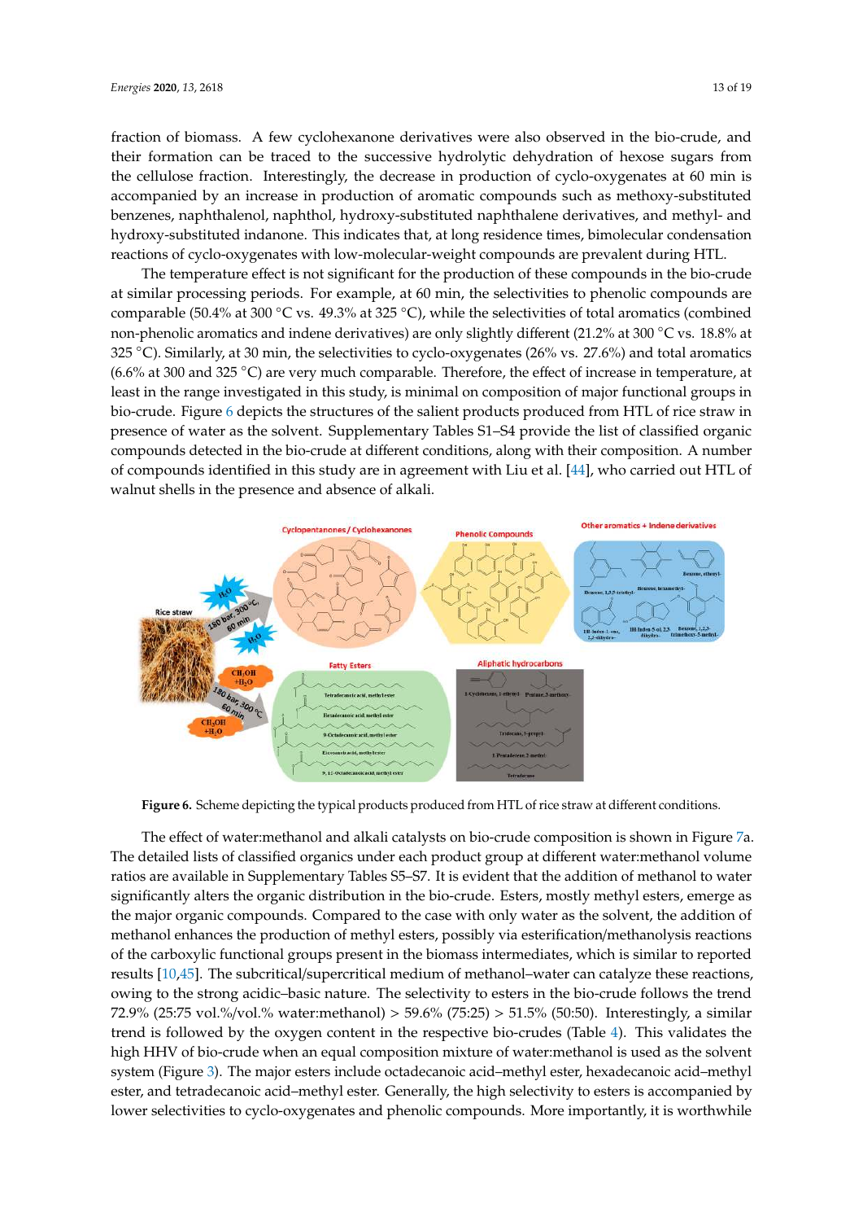fraction of biomass. A few cyclohexanone derivatives were also observed in the bio-crude, and their formation can be traced to the successive hydrolytic dehydration of hexose sugars from the cellulose fraction. Interestingly, the decrease in production of cyclo-oxygenates at 60 min is accompanied by an increase in production of aromatic compounds such as methoxy-substituted benzenes, naphthalenol, naphthol, hydroxy-substituted naphthalene derivatives, and methyl- and hydroxy-substituted indanone. This indicates that, at long residence times, bimolecular condensation reactions of cyclo-oxygenates with low-molecular-weight compounds are prevalent during HTL.

The temperature effect is not significant for the production of these compounds in the bio-crude at similar processing periods. For example, at 60 min, the selectivities to phenolic compounds are comparable (50.4% at 300 °C vs. 49.3% at 325 °C), while the selectivities of total aromatics (combined non-phenolic aromatics and indene derivatives) are only slightly different (21.2% at 300 °C vs. 18.8% at 325 °C). Similarly, at 30 min, the selectivities to cyclo-oxygenates (26% vs. 27.6%) and total aromatics (6.6% at 300 and 325 °C) are very much comparable. Therefore, the effect of increase in temperature, at least in the range investigated in this study, is minimal on composition of major functional groups in bio-crude. Figure 6 depicts the structures of the salient products produced from HTL of rice straw in presence of water as the solvent. Supplementary Tables S1–S4 provide the list of classified organic compounds detected in the bio-crude at different conditions, along with their composition. A number of compounds identified in this study are in agreement with Liu et al. [44], who carried out HTL of walnut shells in the presence and absence of alkali.

**Figure 6.** Scheme depicting the typical products produced from HTL of rice straw at different conditions.

The effect of water:methanol and alkali catalysts on bio-crude composition is shown in Figure 7a. The detailed lists of classified organics under each product group at different water:methanol volume ratios are available in Supplementary Tables S5–S7. It is evident that the addition of methanol to water significantly alters the organic distribution in the bio-crude. Esters, mostly methyl esters, emerge as the major organic compounds. Compared to the case with only water as the solvent, the addition of methanol enhances the production of methyl esters, possibly via esterification/methanolysis reactions of the carboxylic functional groups present in the biomass intermediates, which is similar to reported results [10,45]. The subcritical/supercritical medium of methanol–water can catalyze these reactions, owing to the strong acidic–basic nature. The selectivity to esters in the bio-crude follows the trend 72.9% (25:75 vol.%/vol.% water:methanol) > 59.6% (75:25) > 51.5% (50:50). Interestingly, a similar trend is followed by the oxygen content in the respective bio-crudes (Table 4). This validates the high HHV of bio-crude when an equal composition mixture of water:methanol is used as the solvent system (Figure 3). The major esters include octadecanoic acid–methyl ester, hexadecanoic acid–methyl ester, and tetradecanoic acid–methyl ester. Generally, the high selectivity to esters is accompanied by lower selectivities to cyclo-oxygenates and phenolic compounds. More importantly, it is worthwhile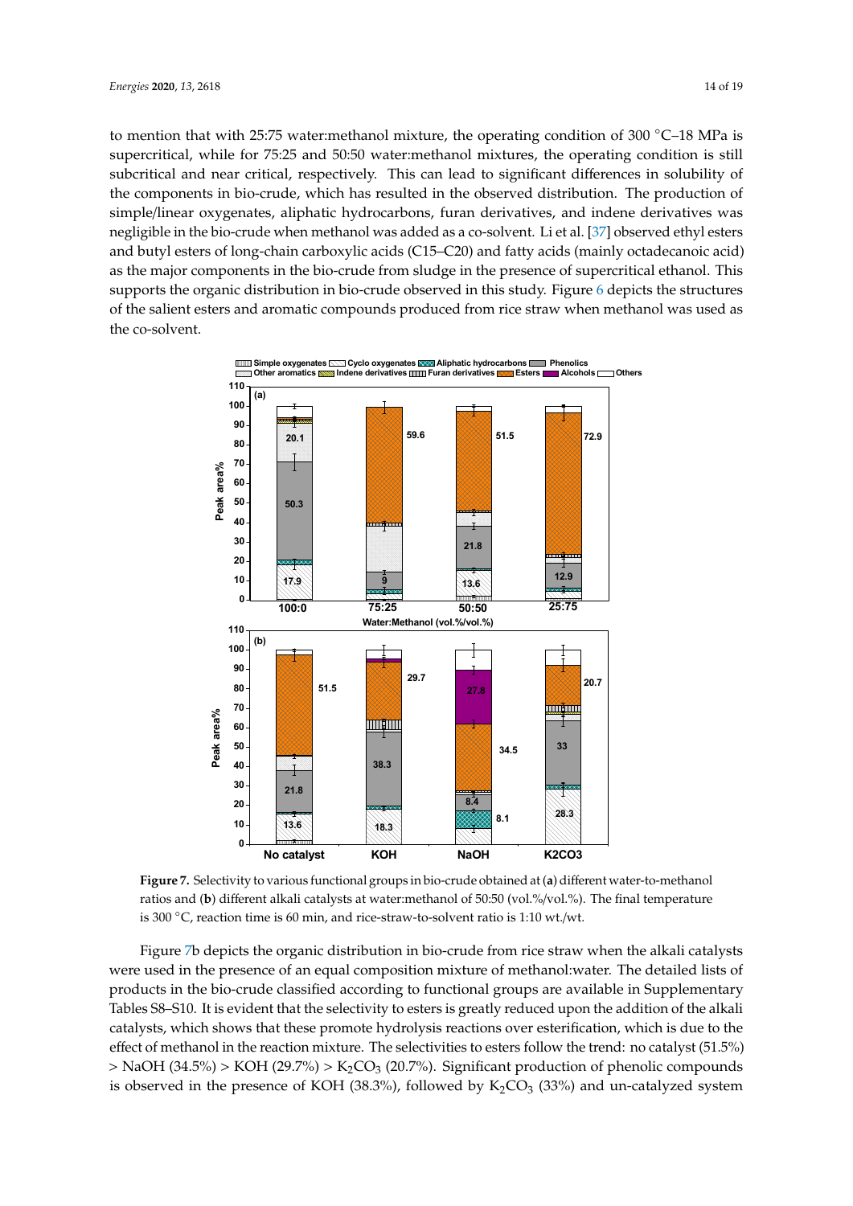to mention that with 25:75 water:methanol mixture, the operating condition of 300 °C–18 MPa is supercritical, while for 75:25 and 50:50 water:methanol mixtures, the operating condition is still subcritical and near critical, respectively. This can lead to significant differences in solubility of the components in bio-crude, which has resulted in the observed distribution. The production of simple/linear oxygenates, aliphatic hydrocarbons, furan derivatives, and indene derivatives was negligible in the bio-crude when methanol was added as a co-solvent. Li et al. [37] observed ethyl esters and butyl esters of long-chain carboxylic acids (C15–C20) and fatty acids (mainly octadecanoic acid) as the major components in the bio-crude from sludge in the presence of supercritical ethanol. This supports the organic distribution in bio-crude observed in this study. Figure 6 depicts the structures of the salient esters and aromatic compounds produced from rice straw when methanol was used as the co-solvent.

**Figure 7.** Selectivity to various functional groups in bio-crude obtained at (**a**) different water-to-methanol ratios and (**b**) different alkali catalysts at water:methanol of 50:50 (vol.%/vol.%). The final temperature is 300 °C, reaction time is 60 min, and rice-straw-to-solvent ratio is 1:10 wt./wt.

Figure 7b depicts the organic distribution in bio-crude from rice straw when the alkali catalysts were used in the presence of an equal composition mixture of methanol:water. The detailed lists of products in the bio-crude classified according to functional groups are available in Supplementary Tables S8–S10. It is evident that the selectivity to esters is greatly reduced upon the addition of the alkali catalysts, which shows that these promote hydrolysis reactions over esterification, which is due to the effect of methanol in the reaction mixture. The selectivities to esters follow the trend: no catalyst (51.5%) > NaOH (34.5%) > KOH (29.7%) > $K_2CO_3$ (20.7%). Significant production of phenolic compounds is observed in the presence of KOH (38.3%), followed by $K_2CO_3$ (33%) and un-catalyzed system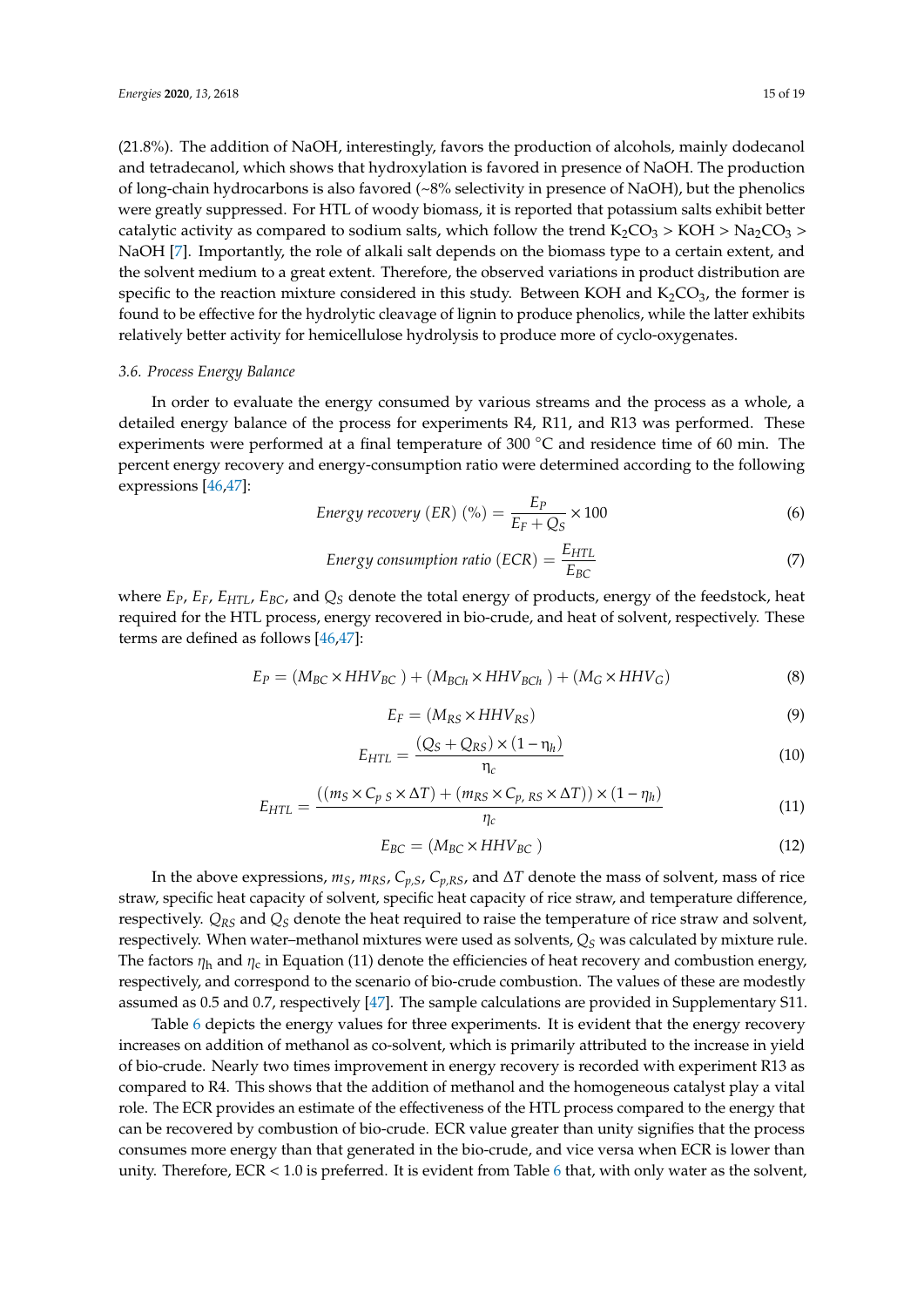(21.8%). The addition of NaOH, interestingly, favors the production of alcohols, mainly dodecanol and tetradecanol, which shows that hydroxylation is favored in presence of NaOH. The production of long-chain hydrocarbons is also favored (~8% selectivity in presence of NaOH), but the phenolics were greatly suppressed. For HTL of woody biomass, it is reported that potassium salts exhibit better catalytic activity as compared to sodium salts, which follow the trend $K_2CO_3$ > KOH > $Na_2CO_3$ > NaOH [7]. Importantly, the role of alkali salt depends on the biomass type to a certain extent, and the solvent medium to a great extent. Therefore, the observed variations in product distribution are specific to the reaction mixture considered in this study. Between KOH and $K_2CO_3$, the former is found to be effective for the hydrolytic cleavage of lignin to produce phenolics, while the latter exhibits relatively better activity for hemicellulose hydrolysis to produce more of cyclo-oxygenates.

### 3.6. Process Energy Balance

In order to evaluate the energy consumed by various streams and the process as a whole, a detailed energy balance of the process for experiments R4, R11, and R13 was performed. These experiments were performed at a final temperature of 300 °C and residence time of 60 min. The percent energy recovery and energy-consumption ratio were determined according to the following expressions [46,47]:

$$Energy\ recovery\ (ER)\ (\%) = \frac{E_P}{E_F + Q_S} \times 100 \tag{6}$$

$$Energy\ consumption\ ratio\ (ECR) = \frac{E_{HTL}}{E_{BC}} \tag{7}$$

where $E_P$, $E_F$, $E_{HTL}$, $E_{BC}$, and $Q_S$ denote the total energy of products, energy of the feedstock, heat required for the HTL process, energy recovered in bio-crude, and heat of solvent, respectively. These terms are defined as follows [46,47]:

$$E_P = (M_{BC} \times HHV_{BC}) + (M_{BCh} \times HHV_{BCh}) + (M_G \times HHV_G) \tag{8}$$

$$E_F = (M_{RS} \times HHV_{RS}) \tag{9}$$

$$E_{HTL} = \frac{(Q_S + Q_{RS}) \times (1 - \eta_h)}{\eta_c} \tag{10}$$

$$E_{HTL} = \frac{((m_S \times C_{p\ S} \times \Delta T) + (m_{RS} \times C_{p,\ RS} \times \Delta T)) \times (1 - \eta_h)}{\eta_c} \tag{11}$$

$$E_{BC} = (M_{BC} \times HHV_{BC}) \tag{12}$$

In the above expressions, $m_S$, $m_{RS}$, $C_{p,S}$, $C_{p,RS}$, and $\Delta T$ denote the mass of solvent, mass of rice straw, specific heat capacity of solvent, specific heat capacity of rice straw, and temperature difference, respectively. $Q_{RS}$ and $Q_S$ denote the heat required to raise the temperature of rice straw and solvent, respectively. When water–methanol mixtures were used as solvents, $Q_S$ was calculated by mixture rule. The factors $\eta_h$ and $\eta_c$ in Equation (11) denote the efficiencies of heat recovery and combustion energy, respectively, and correspond to the scenario of bio-crude combustion. The values of these are modestly assumed as 0.5 and 0.7, respectively [47]. The sample calculations are provided in Supplementary S11.

Table 6 depicts the energy values for three experiments. It is evident that the energy recovery increases on addition of methanol as co-solvent, which is primarily attributed to the increase in yield of bio-crude. Nearly two times improvement in energy recovery is recorded with experiment R13 as compared to R4. This shows that the addition of methanol and the homogeneous catalyst play a vital role. The ECR provides an estimate of the effectiveness of the HTL process compared to the energy that can be recovered by combustion of bio-crude. ECR value greater than unity signifies that the process consumes more energy than that generated in the bio-crude, and vice versa when ECR is lower than unity. Therefore, ECR < 1.0 is preferred. It is evident from Table 6 that, with only water as the solvent,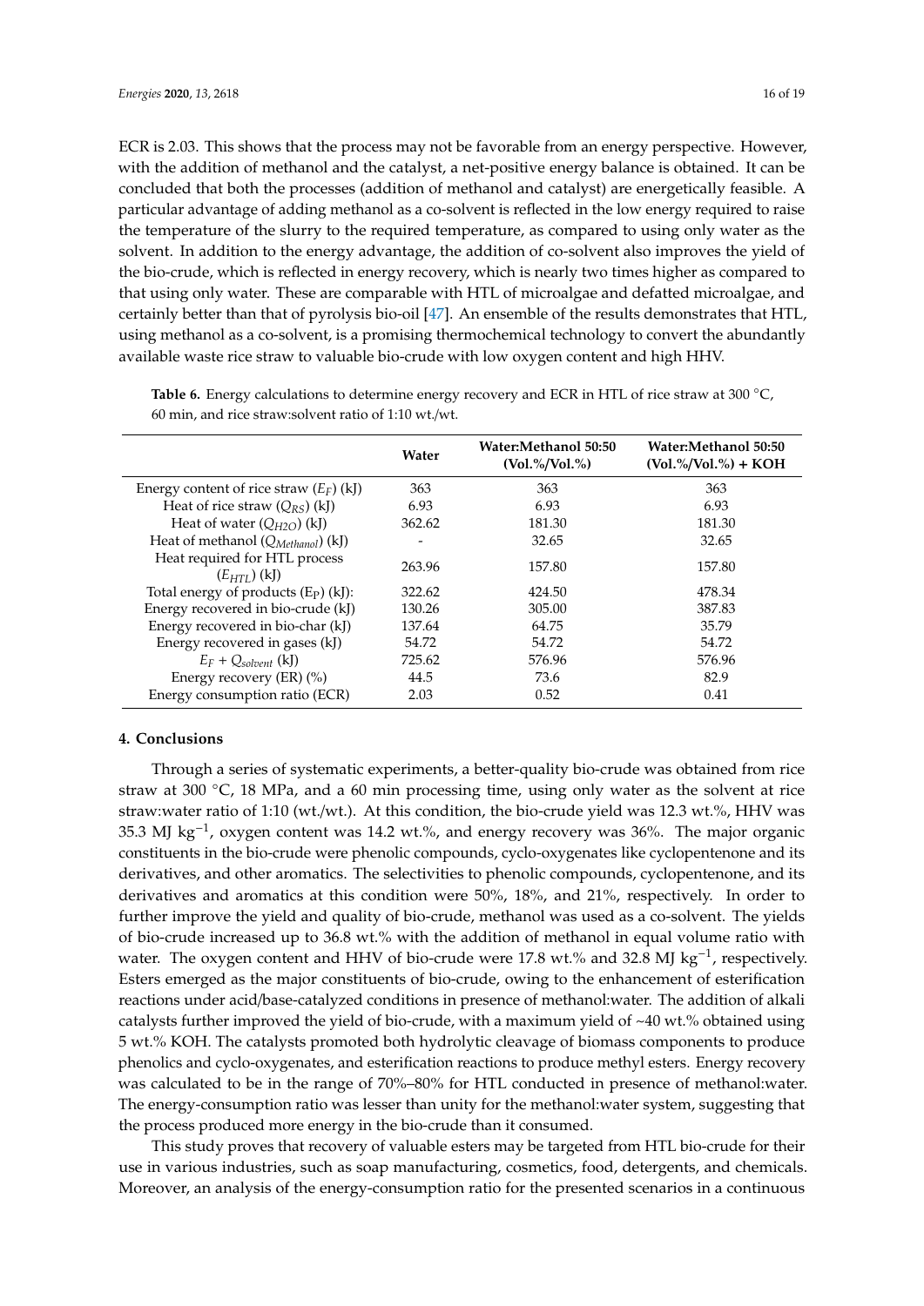ECR is 2.03. This shows that the process may not be favorable from an energy perspective. However, with the addition of methanol and the catalyst, a net-positive energy balance is obtained. It can be concluded that both the processes (addition of methanol and catalyst) are energetically feasible. A particular advantage of adding methanol as a co-solvent is reflected in the low energy required to raise the temperature of the slurry to the required temperature, as compared to using only water as the solvent. In addition to the energy advantage, the addition of co-solvent also improves the yield of the bio-crude, which is reflected in energy recovery, which is nearly two times higher as compared to that using only water. These are comparable with HTL of microalgae and defatted microalgae, and certainly better than that of pyrolysis bio-oil [47]. An ensemble of the results demonstrates that HTL, using methanol as a co-solvent, is a promising thermochemical technology to convert the abundantly available waste rice straw to valuable bio-crude with low oxygen content and high HHV.

**Table 6.** Energy calculations to determine energy recovery and ECR in HTL of rice straw at 300 °C, 60 min, and rice straw:solvent ratio of 1:10 wt./wt.

| | Water | Water:Methanol 50:50 (Vol.%/Vol.%) | Water:Methanol 50:50 (Vol.%/Vol.%) + KOH |
|---|---|---|---|
| Energy content of rice straw ($E_F$) (kJ) | 363 | 363 | 363 |
| Heat of rice straw ($Q_{RS}$) (kJ) | 6.93 | 6.93 | 6.93 |
| Heat of water ($Q_{H2O}$) (kJ) | 362.62 | 181.30 | 181.30 |
| Heat of methanol ($Q_{Methanol}$) (kJ) | - | 32.65 | 32.65 |
| Heat required for HTL process ($E_{HTL}$) (kJ) | 263.96 | 157.80 | 157.80 |
| Total energy of products ($E_P$) (kJ): | 322.62 | 424.50 | 478.34 |
| Energy recovered in bio-crude (kJ) | 130.26 | 305.00 | 387.83 |
| Energy recovered in bio-char (kJ) | 137.64 | 64.75 | 35.79 |
| Energy recovered in gases (kJ) | 54.72 | 54.72 | 54.72 |
| $E_F$ + $Q_{solvent}$ (kJ) | 725.62 | 576.96 | 576.96 |
| Energy recovery (ER) (%) | 44.5 | 73.6 | 82.9 |
| Energy consumption ratio (ECR) | 2.03 | 0.52 | 0.41 |

## 4. Conclusions

Through a series of systematic experiments, a better-quality bio-crude was obtained from rice straw at 300 °C, 18 MPa, and a 60 min processing time, using only water as the solvent at rice straw:water ratio of 1:10 (wt./wt.). At this condition, the bio-crude yield was 12.3 wt.%, HHV was 35.3 MJ $kg^{-1}$, oxygen content was 14.2 wt.%, and energy recovery was 36%. The major organic constituents in the bio-crude were phenolic compounds, cyclo-oxygenates like cyclopentenone and its derivatives, and other aromatics. The selectivities to phenolic compounds, cyclopentenone, and its derivatives and aromatics at this condition were 50%, 18%, and 21%, respectively. In order to further improve the yield and quality of bio-crude, methanol was used as a co-solvent. The yields of bio-crude increased up to 36.8 wt.% with the addition of methanol in equal volume ratio with water. The oxygen content and HHV of bio-crude were 17.8 wt.% and 32.8 MJ $kg^{-1}$, respectively. Esters emerged as the major constituents of bio-crude, owing to the enhancement of esterification reactions under acid/base-catalyzed conditions in presence of methanol:water. The addition of alkali catalysts further improved the yield of bio-crude, with a maximum yield of ~40 wt.% obtained using 5 wt.% KOH. The catalysts promoted both hydrolytic cleavage of biomass components to produce phenolics and cyclo-oxygenates, and esterification reactions to produce methyl esters. Energy recovery was calculated to be in the range of 70%–80% for HTL conducted in presence of methanol:water. The energy-consumption ratio was lesser than unity for the methanol:water system, suggesting that the process produced more energy in the bio-crude than it consumed.

This study proves that recovery of valuable esters may be targeted from HTL bio-crude for their use in various industries, such as soap manufacturing, cosmetics, food, detergents, and chemicals. Moreover, an analysis of the energy-consumption ratio for the presented scenarios in a continuous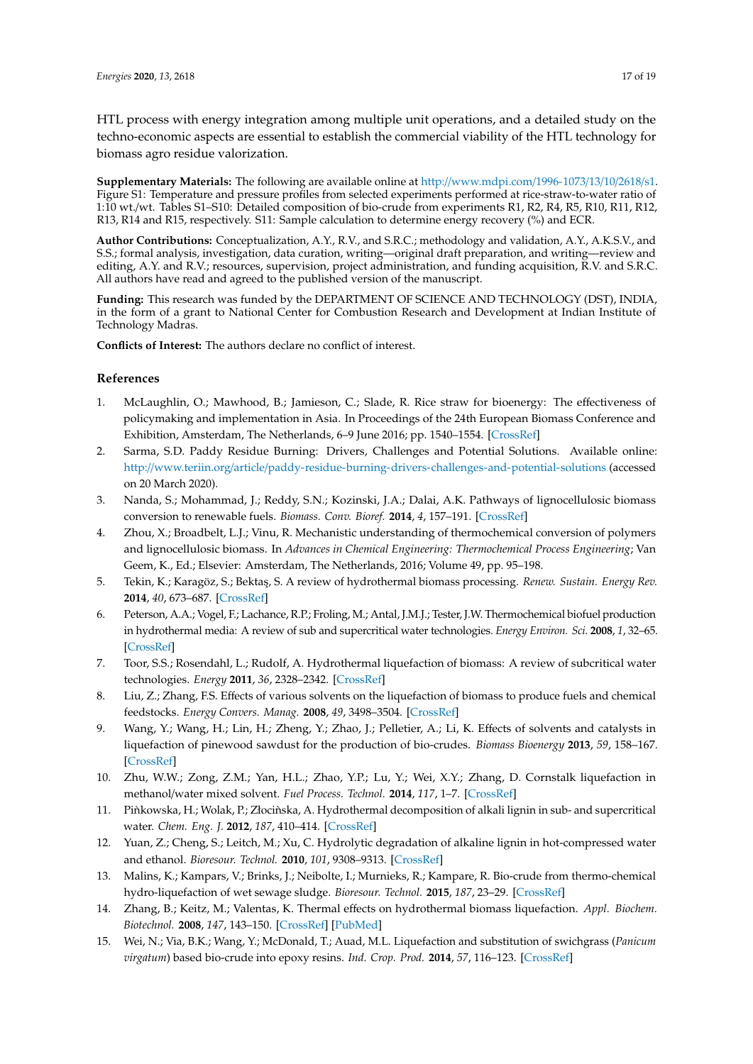HTL process with energy integration among multiple unit operations, and a detailed study on the techno-economic aspects are essential to establish the commercial viability of the HTL technology for biomass agro residue valorization.

**Supplementary Materials:** The following are available online at http://www.mdpi.com/1996-1073/13/10/2618/s1. Figure S1: Temperature and pressure profiles from selected experiments performed at rice-straw-to-water ratio of 1:10 wt./wt. Tables S1–S10: Detailed composition of bio-crude from experiments R1, R2, R4, R5, R10, R11, R12, R13, R14 and R15, respectively. S11: Sample calculation to determine energy recovery (%) and ECR.

**Author Contributions:** Conceptualization, A.Y., R.V., and S.R.C.; methodology and validation, A.Y., A.K.S.V., and S.S.; formal analysis, investigation, data curation, writing—original draft preparation, and writing—review and editing, A.Y. and R.V.; resources, supervision, project administration, and funding acquisition, R.V. and S.R.C. All authors have read and agreed to the published version of the manuscript.

**Funding:** This research was funded by the DEPARTMENT OF SCIENCE AND TECHNOLOGY (DST), INDIA, in the form of a grant to National Center for Combustion Research and Development at Indian Institute of Technology Madras.

**Conflicts of Interest:** The authors declare no conflict of interest.

## References

1. McLaughlin, O.; Mawhood, B.; Jamieson, C.; Slade, R. Rice straw for bioenergy: The effectiveness of policymaking and implementation in Asia. In Proceedings of the 24th European Biomass Conference and Exhibition, Amsterdam, The Netherlands, 6–9 June 2016; pp. 1540–1554. [CrossRef]
2. Sarma, S.D. Paddy Residue Burning: Drivers, Challenges and Potential Solutions. Available online: http://www.teriin.org/article/paddy-residue-burning-drivers-challenges-and-potential-solutions (accessed on 20 March 2020).
3. Nanda, S.; Mohammad, J.; Reddy, S.N.; Kozinski, J.A.; Dalai, A.K. Pathways of lignocellulosic biomass conversion to renewable fuels. *Biomass. Conv. Bioref.* **2014**, *4*, 157–191. [CrossRef]
4. Zhou, X.; Broadbelt, L.J.; Vinu, R. Mechanistic understanding of thermochemical conversion of polymers and lignocellulosic biomass. In *Advances in Chemical Engineering: Thermochemical Process Engineering*; Van Geem, K., Ed.; Elsevier: Amsterdam, The Netherlands, 2016; Volume 49, pp. 95–198.
5. Tekin, K.; Karagöz, S.; Bektaş, S. A review of hydrothermal biomass processing. *Renew. Sustain. Energy Rev.* **2014**, *40*, 673–687. [CrossRef]
6. Peterson, A.A.; Vogel, F.; Lachance, R.P.; Froling, M.; Antal, J.M.J.; Tester, J.W. Thermochemical biofuel production in hydrothermal media: A review of sub and supercritical water technologies. *Energy Environ. Sci.* **2008**, *1*, 32–65. [CrossRef]
7. Toor, S.S.; Rosendahl, L.; Rudolf, A. Hydrothermal liquefaction of biomass: A review of subcritical water technologies. *Energy* **2011**, *36*, 2328–2342. [CrossRef]
8. Liu, Z.; Zhang, F.S. Effects of various solvents on the liquefaction of biomass to produce fuels and chemical feedstocks. *Energy Convers. Manag.* **2008**, *49*, 3498–3504. [CrossRef]
9. Wang, Y.; Wang, H.; Lin, H.; Zheng, Y.; Zhao, J.; Pelletier, A.; Li, K. Effects of solvents and catalysts in liquefaction of pinewood sawdust for the production of bio-crudes. *Biomass Bioenergy* **2013**, *59*, 158–167. [CrossRef]
10. Zhu, W.W.; Zong, Z.M.; Yan, H.L.; Zhao, Y.P.; Lu, Y.; Wei, X.Y.; Zhang, D. Cornstalk liquefaction in methanol/water mixed solvent. *Fuel Process. Technol.* **2014**, *117*, 1–7. [CrossRef]
11. Pińkowska, H.; Wolak, P.; Złocińska, A. Hydrothermal decomposition of alkali lignin in sub- and supercritical water. *Chem. Eng. J.* **2012**, *187*, 410–414. [CrossRef]
12. Yuan, Z.; Cheng, S.; Leitch, M.; Xu, C. Hydrolytic degradation of alkaline lignin in hot-compressed water and ethanol. *Bioresour. Technol.* **2010**, *101*, 9308–9313. [CrossRef]
13. Malins, K.; Kampars, V.; Brinks, J.; Neibolte, I.; Murnieks, R.; Kampare, R. Bio-crude from thermo-chemical hydro-liquefaction of wet sewage sludge. *Bioresour. Technol.* **2015**, *187*, 23–29. [CrossRef]
14. Zhang, B.; Keitz, M.; Valentas, K. Thermal effects on hydrothermal biomass liquefaction. *Appl. Biochem. Biotechnol.* **2008**, *147*, 143–150. [CrossRef] [PubMed]
15. Wei, N.; Via, B.K.; Wang, Y.; McDonald, T.; Auad, M.L. Liquefaction and substitution of swichgrass (*Panicum virgatum*) based bio-crude into epoxy resins. *Ind. Crop. Prod.* **2014**, *57*, 116–123. [CrossRef]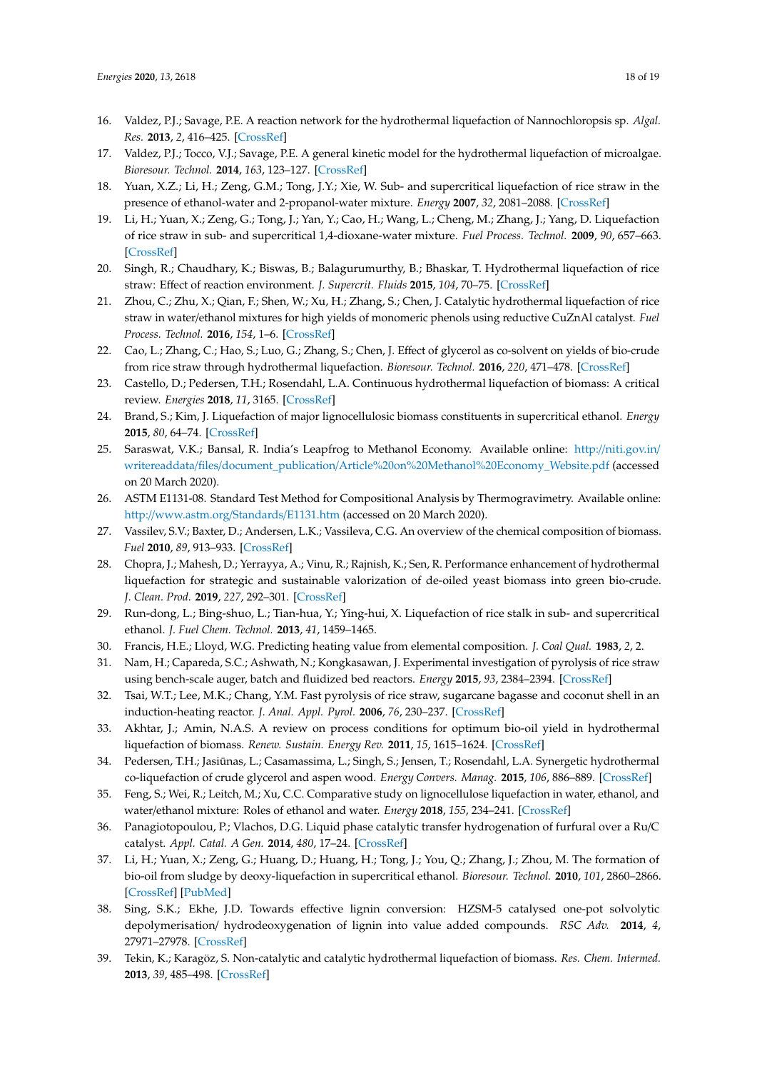16. Valdez, P.J.; Savage, P.E. A reaction network for the hydrothermal liquefaction of Nannochloropsis sp. *Algal. Res.* **2013**, *2*, 416–425. [CrossRef]
17. Valdez, P.J.; Tocco, V.J.; Savage, P.E. A general kinetic model for the hydrothermal liquefaction of microalgae. *Bioresour. Technol.* **2014**, *163*, 123–127. [CrossRef]
18. Yuan, X.Z.; Li, H.; Zeng, G.M.; Tong, J.Y.; Xie, W. Sub- and supercritical liquefaction of rice straw in the presence of ethanol-water and 2-propanol-water mixture. *Energy* **2007**, *32*, 2081–2088. [CrossRef]
19. Li, H.; Yuan, X.; Zeng, G.; Tong, J.; Yan, Y.; Cao, H.; Wang, L.; Cheng, M.; Zhang, J.; Yang, D. Liquefaction of rice straw in sub- and supercritical 1,4-dioxane-water mixture. *Fuel Process. Technol.* **2009**, *90*, 657–663. [CrossRef]
20. Singh, R.; Chaudhary, K.; Biswas, B.; Balagurumurthy, B.; Bhaskar, T. Hydrothermal liquefaction of rice straw: Effect of reaction environment. *J. Supercrit. Fluids* **2015**, *104*, 70–75. [CrossRef]
21. Zhou, C.; Zhu, X.; Qian, F.; Shen, W.; Xu, H.; Zhang, S.; Chen, J. Catalytic hydrothermal liquefaction of rice straw in water/ethanol mixtures for high yields of monomeric phenols using reductive CuZnAl catalyst. *Fuel Process. Technol.* **2016**, *154*, 1–6. [CrossRef]
22. Cao, L.; Zhang, C.; Hao, S.; Luo, G.; Zhang, S.; Chen, J. Effect of glycerol as co-solvent on yields of bio-crude from rice straw through hydrothermal liquefaction. *Bioresour. Technol.* **2016**, *220*, 471–478. [CrossRef]
23. Castello, D.; Pedersen, T.H.; Rosendahl, L.A. Continuous hydrothermal liquefaction of biomass: A critical review. *Energies* **2018**, *11*, 3165. [CrossRef]
24. Brand, S.; Kim, J. Liquefaction of major lignocellulosic biomass constituents in supercritical ethanol. *Energy* **2015**, *80*, 64–74. [CrossRef]
25. Saraswat, V.K.; Bansal, R. India's Leapfrog to Methanol Economy. Available online: http://niti.gov.in/writereaddata/files/document_publication/Article%20on%20Methanol%20Economy_Website.pdf (accessed on 20 March 2020).
26. ASTM E1131-08. Standard Test Method for Compositional Analysis by Thermogravimetry. Available online: http://www.astm.org/Standards/E1131.htm (accessed on 20 March 2020).
27. Vassilev, S.V.; Baxter, D.; Andersen, L.K.; Vassileva, C.G. An overview of the chemical composition of biomass. *Fuel* **2010**, *89*, 913–933. [CrossRef]
28. Chopra, J.; Mahesh, D.; Yerrayya, A.; Vinu, R.; Rajnish, K.; Sen, R. Performance enhancement of hydrothermal liquefaction for strategic and sustainable valorization of de-oiled yeast biomass into green bio-crude. *J. Clean. Prod.* **2019**, *227*, 292–301. [CrossRef]
29. Run-dong, L.; Bing-shuo, L.; Tian-hua, Y.; Ying-hui, X. Liquefaction of rice stalk in sub- and supercritical ethanol. *J. Fuel Chem. Technol.* **2013**, *41*, 1459–1465.
30. Francis, H.E.; Lloyd, W.G. Predicting heating value from elemental composition. *J. Coal Qual.* **1983**, *2*, 2.
31. Nam, H.; Capareda, S.C.; Ashwath, N.; Kongkasawan, J. Experimental investigation of pyrolysis of rice straw using bench-scale auger, batch and fluidized bed reactors. *Energy* **2015**, *93*, 2384–2394. [CrossRef]
32. Tsai, W.T.; Lee, M.K.; Chang, Y.M. Fast pyrolysis of rice straw, sugarcane bagasse and coconut shell in an induction-heating reactor. *J. Anal. Appl. Pyrol.* **2006**, *76*, 230–237. [CrossRef]
33. Akhtar, J.; Amin, N.A.S. A review on process conditions for optimum bio-oil yield in hydrothermal liquefaction of biomass. *Renew. Sustain. Energy Rev.* **2011**, *15*, 1615–1624. [CrossRef]
34. Pedersen, T.H.; Jasiūnas, L.; Casamassima, L.; Singh, S.; Jensen, T.; Rosendahl, L.A. Synergetic hydrothermal co-liquefaction of crude glycerol and aspen wood. *Energy Convers. Manag.* **2015**, *106*, 886–889. [CrossRef]
35. Feng, S.; Wei, R.; Leitch, M.; Xu, C.C. Comparative study on lignocellulose liquefaction in water, ethanol, and water/ethanol mixture: Roles of ethanol and water. *Energy* **2018**, *155*, 234–241. [CrossRef]
36. Panagiotopoulou, P.; Vlachos, D.G. Liquid phase catalytic transfer hydrogenation of furfural over a Ru/C catalyst. *Appl. Catal. A Gen.* **2014**, *480*, 17–24. [CrossRef]
37. Li, H.; Yuan, X.; Zeng, G.; Huang, D.; Huang, H.; Tong, J.; You, Q.; Zhang, J.; Zhou, M. The formation of bio-oil from sludge by deoxy-liquefaction in supercritical ethanol. *Bioresour. Technol.* **2010**, *101*, 2860–2866. [CrossRef] [PubMed]
38. Sing, S.K.; Ekhe, J.D. Towards effective lignin conversion: HZSM-5 catalysed one-pot solvolytic depolymerisation/ hydrodeoxygenation of lignin into value added compounds. *RSC Adv.* **2014**, *4*, 27971–27978. [CrossRef]
39. Tekin, K.; Karagöz, S. Non-catalytic and catalytic hydrothermal liquefaction of biomass. *Res. Chem. Intermed.* **2013**, *39*, 485–498. [CrossRef]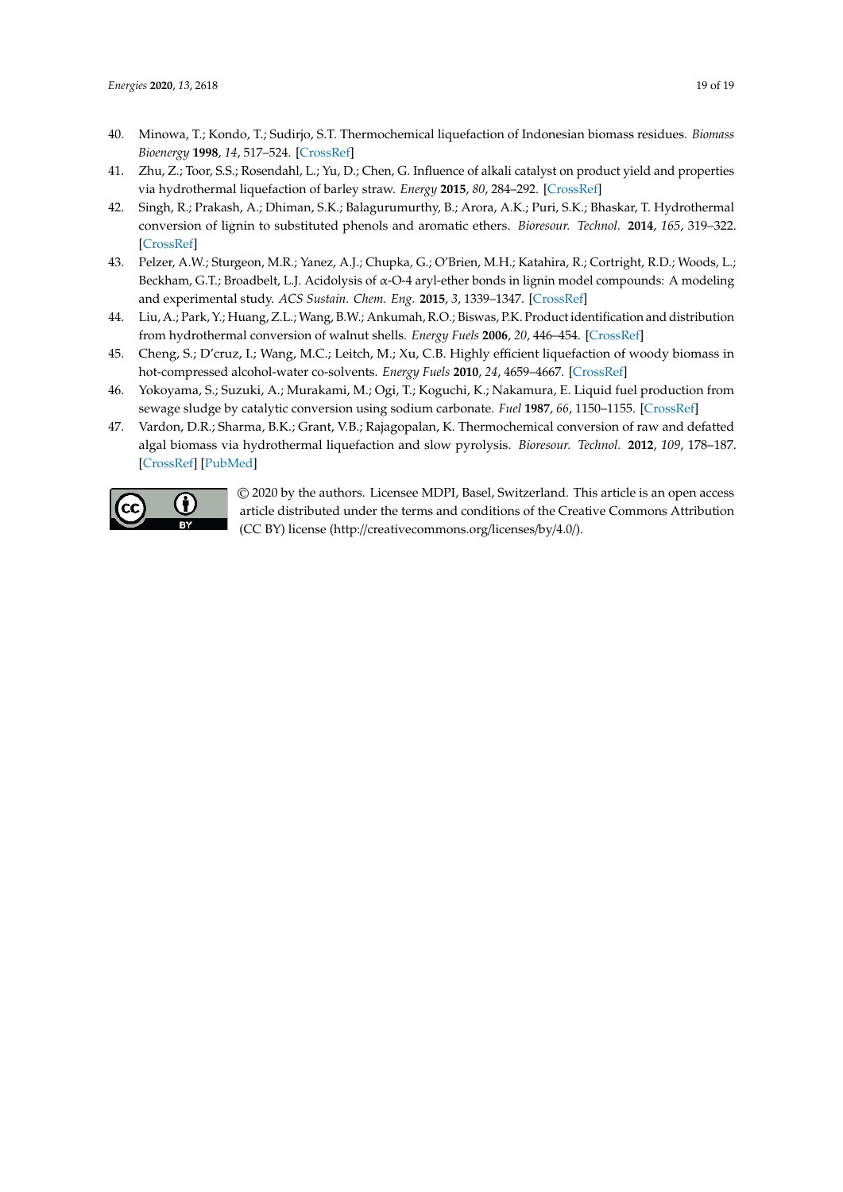40. Minowa, T.; Kondo, T.; Sudirjo, S.T. Thermochemical liquefaction of Indonesian biomass residues. *Biomass Bioenergy* **1998**, *14*, 517–524. [CrossRef]
41. Zhu, Z.; Toor, S.S.; Rosendahl, L.; Yu, D.; Chen, G. Influence of alkali catalyst on product yield and properties via hydrothermal liquefaction of barley straw. *Energy* **2015**, *80*, 284–292. [CrossRef]
42. Singh, R.; Prakash, A.; Dhiman, S.K.; Balagurumurthy, B.; Arora, A.K.; Puri, S.K.; Bhaskar, T. Hydrothermal conversion of lignin to substituted phenols and aromatic ethers. *Bioresour. Technol.* **2014**, *165*, 319–322. [CrossRef]
43. Pelzer, A.W.; Sturgeon, M.R.; Yanez, A.J.; Chupka, G.; O'Brien, M.H.; Katahira, R.; Cortright, R.D.; Woods, L.; Beckham, G.T.; Broadbelt, L.J. Acidolysis of α-O-4 aryl-ether bonds in lignin model compounds: A modeling and experimental study. *ACS Sustain. Chem. Eng.* **2015**, *3*, 1339–1347. [CrossRef]
44. Liu, A.; Park, Y.; Huang, Z.L.; Wang, B.W.; Ankumah, R.O.; Biswas, P.K. Product identification and distribution from hydrothermal conversion of walnut shells. *Energy Fuels* **2006**, *20*, 446–454. [CrossRef]
45. Cheng, S.; D'cruz, I.; Wang, M.C.; Leitch, M.; Xu, C.B. Highly efficient liquefaction of woody biomass in hot-compressed alcohol-water co-solvents. *Energy Fuels* **2010**, *24*, 4659–4667. [CrossRef]
46. Yokoyama, S.; Suzuki, A.; Murakami, M.; Ogi, T.; Koguchi, K.; Nakamura, E. Liquid fuel production from sewage sludge by catalytic conversion using sodium carbonate. *Fuel* **1987**, *66*, 1150–1155. [CrossRef]
47. Vardon, D.R.; Sharma, B.K.; Grant, V.B.; Rajagopalan, K. Thermochemical conversion of raw and defatted algal biomass via hydrothermal liquefaction and slow pyrolysis. *Bioresour. Technol.* **2012**, *109*, 178–187. [CrossRef] [PubMed]

© 2020 by the authors. Licensee MDPI, Basel, Switzerland. This article is an open access article distributed under the terms and conditions of the Creative Commons Attribution (CC BY) license (http://creativecommons.org/licenses/by/4.0/).